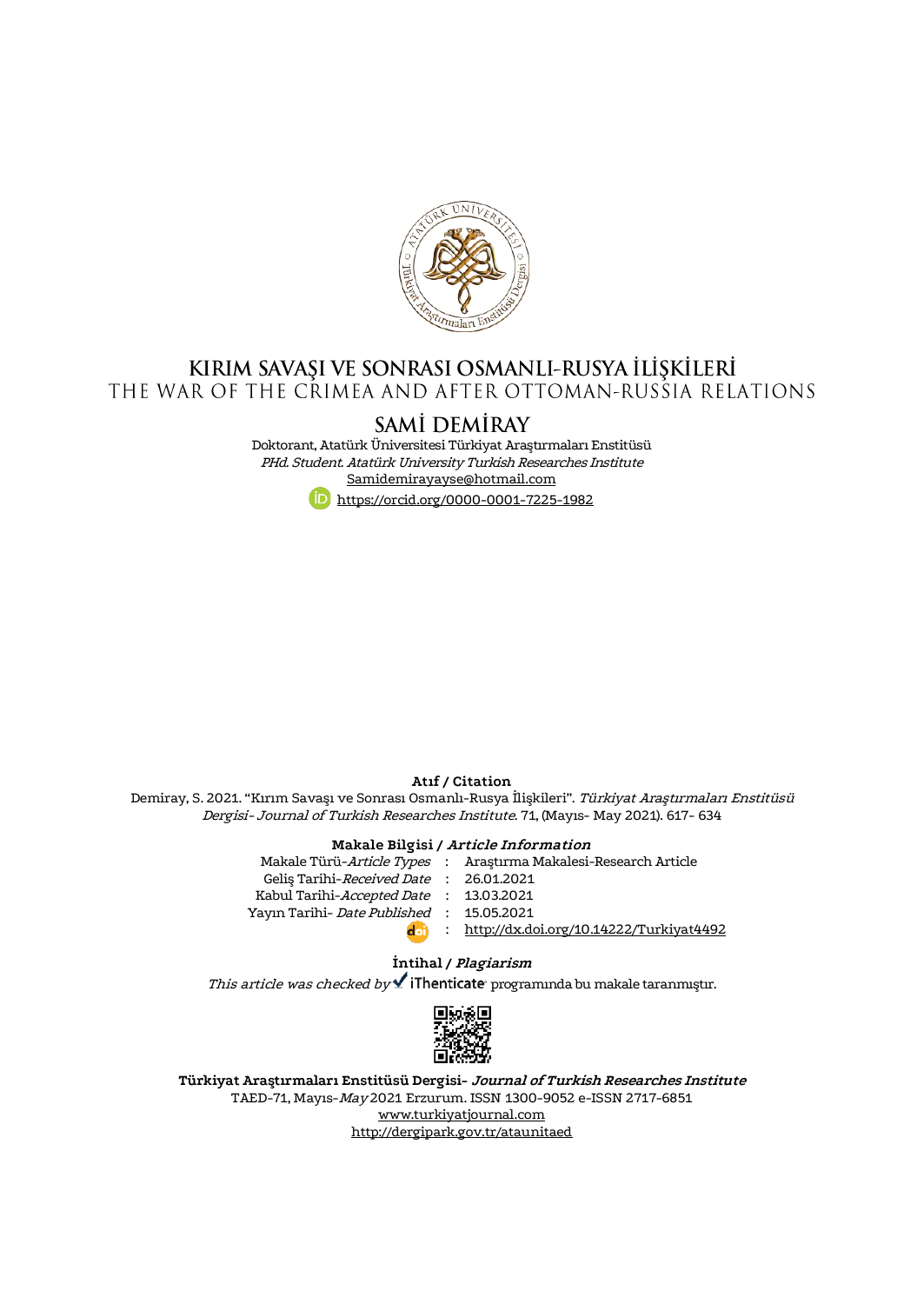# KIRIM SAVAŞI VE SONRASI OSMANLI-RUSYA İLİŞKİLERİ

THE WAR OF THE CRIMEA AND AFTER OTTOMAN-RUSSIA RELATIONS

## SAMİ DEMİRAY

Doktorant, Atatürk Üniversitesi Türkiyat Araştırmaları Enstitüsü
*PHd. Student. Atatürk University Turkish Researches Institute*
Samidemirayayse@hotmail.com
https://orcid.org/0000-0001-7225-1982

**Atıf / Citation**

Demiray, S. 2021. "Kırım Savaşı ve Sonrası Osmanlı-Rusya İlişkileri". *Türkiyat Araştırmaları Enstitüsü Dergisi- Journal of Turkish Researches Institute.* 71, (Mayıs- May 2021). 617- 634

**Makale Bilgisi / *Article Information***

| | | |
|---|---|---|
| Makale Türü-*Article Types* | : | Araştırma Makalesi-Research Article |
| Geliş Tarihi-*Received Date* | : | 26.01.2021 |
| Kabul Tarihi-*Accepted Date* | : | 13.03.2021 |
| Yayın Tarihi- *Date Published* | : | 15.05.2021 |
| doi | : | http://dx.doi.org/10.14222/Turkiyat4492 |

**İntihal / *Plagiarism***

*This article was checked by* iThenticate programında bu makale taranmıştır.

**Türkiyat Araştırmaları Enstitüsü Dergisi- *Journal of Turkish Researches Institute***
TAED-71, Mayıs-*May* 2021 Erzurum. ISSN 1300-9052 e-ISSN 2717-6851
www.turkiyatjournal.com
http://dergipark.gov.tr/ataunitaed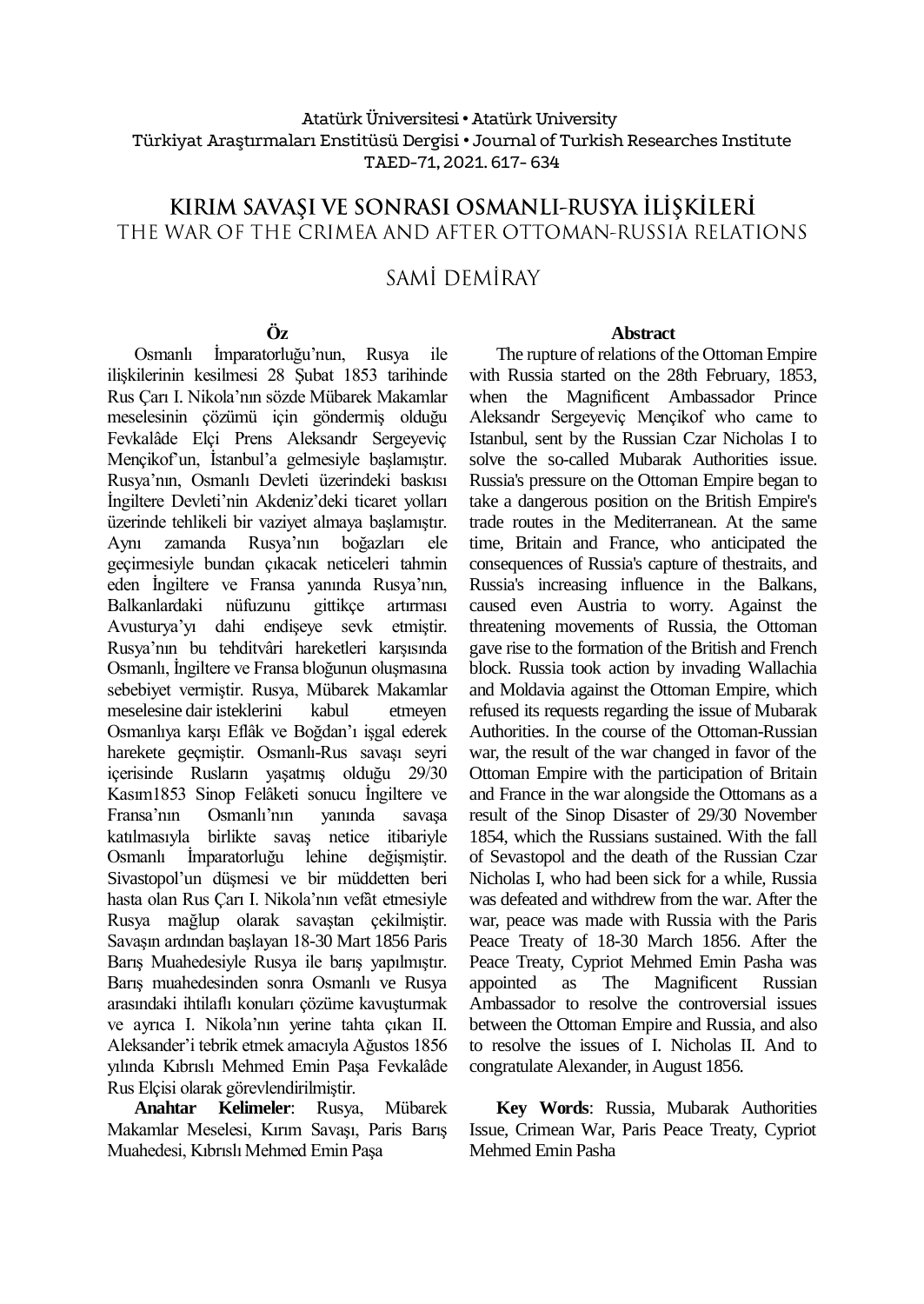# KIRIM SAVAŞI VE SONRASI OSMANLI-RUSYA İLİŞKİLERİ

## THE WAR OF THE CRIMEA AND AFTER OTTOMAN-RUSSIA RELATIONS

### SAMİ DEMİRAY

**Öz**

Osmanlı İmparatorluğu'nun, Rusya ile ilişkilerinin kesilmesi 28 Şubat 1853 tarihinde Rus Çarı I. Nikola'nın sözde Mübarek Makamlar meselesinin çözümü için göndermiş olduğu Fevkalâde Elçi Prens Aleksandr Sergeyeviç Mençikof'un, İstanbul'a gelmesiyle başlamıştır. Rusya'nın, Osmanlı Devleti üzerindeki baskısı İngiltere Devleti'nin Akdeniz'deki ticaret yolları üzerinde tehlikeli bir vaziyet almaya başlamıştır. Aynı zamanda Rusya'nın boğazları ele geçirmesiyle bundan çıkacak neticeleri tahmin eden İngiltere ve Fransa yanında Rusya'nın, Balkanlardaki nüfuzunu gittikçe artırması Avusturya'yı dahi endişeye sevk etmiştir. Rusya'nın bu tehditvâri hareketleri karşısında Osmanlı, İngiltere ve Fransa bloğunun oluşmasına sebebiyet vermiştir. Rusya, Mübarek Makamlar meselesine dair isteklerini kabul etmeyen Osmanlıya karşı Eflâk ve Boğdan'ı işgal ederek harekete geçmiştir. Osmanlı-Rus savaşı seyri içerisinde Rusların yaşatmış olduğu 29/30 Kasım1853 Sinop Felâketi sonucu İngiltere ve Fransa'nın Osmanlı'nın yanında savaşa katılmasıyla birlikte savaş netice itibariyle Osmanlı İmparatorluğu lehine değişmiştir. Sivastopol'un düşmesi ve bir müddetten beri hasta olan Rus Çarı I. Nikola'nın vefât etmesiyle Rusya mağlup olarak savaştan çekilmiştir. Savaşın ardından başlayan 18-30 Mart 1856 Paris Barış Muahedesiyle Rusya ile barış yapılmıştır. Barış muahedesinden sonra Osmanlı ve Rusya arasındaki ihtilaflı konuları çözüme kavuşturmak ve ayrıca I. Nikola'nın yerine tahta çıkan II. Aleksander'i tebrik etmek amacıyla Ağustos 1856 yılında Kıbrıslı Mehmed Emin Paşa Fevkalâde Rus Elçisi olarak görevlendirilmiştir.

**Anahtar Kelimeler**: Rusya, Mübarek Makamlar Meselesi, Kırım Savaşı, Paris Barış Muahedesi, Kıbrıslı Mehmed Emin Paşa

**Abstract**

The rupture of relations of the Ottoman Empire with Russia started on the 28th February, 1853, when the Magnificent Ambassador Prince Aleksandr Sergeyeviç Mençikof who came to Istanbul, sent by the Russian Czar Nicholas I to solve the so-called Mubarak Authorities issue. Russia's pressure on the Ottoman Empire began to take a dangerous position on the British Empire's trade routes in the Mediterranean. At the same time, Britain and France, who anticipated the consequences of Russia's capture of thestraits, and Russia's increasing influence in the Balkans, caused even Austria to worry. Against the threatening movements of Russia, the Ottoman gave rise to the formation of the British and French block. Russia took action by invading Wallachia and Moldavia against the Ottoman Empire, which refused its requests regarding the issue of Mubarak Authorities. In the course of the Ottoman-Russian war, the result of the war changed in favor of the Ottoman Empire with the participation of Britain and France in the war alongside the Ottomans as a result of the Sinop Disaster of 29/30 November 1854, which the Russians sustained. With the fall of Sevastopol and the death of the Russian Czar Nicholas I, who had been sick for a while, Russia was defeated and withdrew from the war. After the war, peace was made with Russia with the Paris Peace Treaty of 18-30 March 1856. After the Peace Treaty, Cypriot Mehmed Emin Pasha was appointed as The Magnificent Russian Ambassador to resolve the controversial issues between the Ottoman Empire and Russia, and also to resolve the issues of I. Nicholas II. And to congratulate Alexander, in August 1856.

**Key Words**: Russia, Mubarak Authorities Issue, Crimean War, Paris Peace Treaty, Cypriot Mehmed Emin Pasha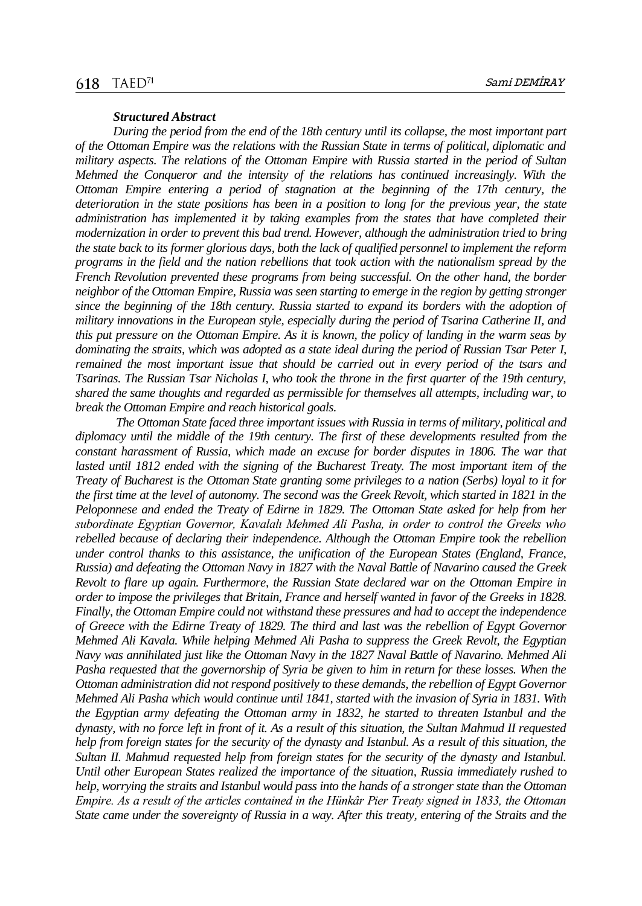***Structured Abstract***

*During the period from the end of the 18th century until its collapse, the most important part of the Ottoman Empire was the relations with the Russian State in terms of political, diplomatic and military aspects. The relations of the Ottoman Empire with Russia started in the period of Sultan Mehmed the Conqueror and the intensity of the relations has continued increasingly. With the Ottoman Empire entering a period of stagnation at the beginning of the 17th century, the deterioration in the state positions has been in a position to long for the previous year, the state administration has implemented it by taking examples from the states that have completed their modernization in order to prevent this bad trend. However, although the administration tried to bring the state back to its former glorious days, both the lack of qualified personnel to implement the reform programs in the field and the nation rebellions that took action with the nationalism spread by the French Revolution prevented these programs from being successful. On the other hand, the border neighbor of the Ottoman Empire, Russia was seen starting to emerge in the region by getting stronger since the beginning of the 18th century. Russia started to expand its borders with the adoption of military innovations in the European style, especially during the period of Tsarina Catherine II, and this put pressure on the Ottoman Empire. As it is known, the policy of landing in the warm seas by dominating the straits, which was adopted as a state ideal during the period of Russian Tsar Peter I, remained the most important issue that should be carried out in every period of the tsars and Tsarinas. The Russian Tsar Nicholas I, who took the throne in the first quarter of the 19th century, shared the same thoughts and regarded as permissible for themselves all attempts, including war, to break the Ottoman Empire and reach historical goals.*

*The Ottoman State faced three important issues with Russia in terms of military, political and diplomacy until the middle of the 19th century. The first of these developments resulted from the constant harassment of Russia, which made an excuse for border disputes in 1806. The war that lasted until 1812 ended with the signing of the Bucharest Treaty. The most important item of the Treaty of Bucharest is the Ottoman State granting some privileges to a nation (Serbs) loyal to it for the first time at the level of autonomy. The second was the Greek Revolt, which started in 1821 in the Peloponnese and ended the Treaty of Edirne in 1829. The Ottoman State asked for help from her subordinate Egyptian Governor, Kavalalı Mehmed Ali Pasha, in order to control the Greeks who rebelled because of declaring their independence. Although the Ottoman Empire took the rebellion under control thanks to this assistance, the unification of the European States (England, France, Russia) and defeating the Ottoman Navy in 1827 with the Naval Battle of Navarino caused the Greek Revolt to flare up again. Furthermore, the Russian State declared war on the Ottoman Empire in order to impose the privileges that Britain, France and herself wanted in favor of the Greeks in 1828. Finally, the Ottoman Empire could not withstand these pressures and had to accept the independence of Greece with the Edirne Treaty of 1829. The third and last was the rebellion of Egypt Governor Mehmed Ali Kavala. While helping Mehmed Ali Pasha to suppress the Greek Revolt, the Egyptian Navy was annihilated just like the Ottoman Navy in the 1827 Naval Battle of Navarino. Mehmed Ali Pasha requested that the governorship of Syria be given to him in return for these losses. When the Ottoman administration did not respond positively to these demands, the rebellion of Egypt Governor Mehmed Ali Pasha which would continue until 1841, started with the invasion of Syria in 1831. With the Egyptian army defeating the Ottoman army in 1832, he started to threaten Istanbul and the dynasty, with no force left in front of it. As a result of this situation, the Sultan Mahmud II requested help from foreign states for the security of the dynasty and Istanbul. As a result of this situation, the Sultan II. Mahmud requested help from foreign states for the security of the dynasty and Istanbul. Until other European States realized the importance of the situation, Russia immediately rushed to help, worrying the straits and Istanbul would pass into the hands of a stronger state than the Ottoman Empire. As a result of the articles contained in the Hünkâr Pier Treaty signed in 1833, the Ottoman State came under the sovereignty of Russia in a way. After this treaty, entering of the Straits and the*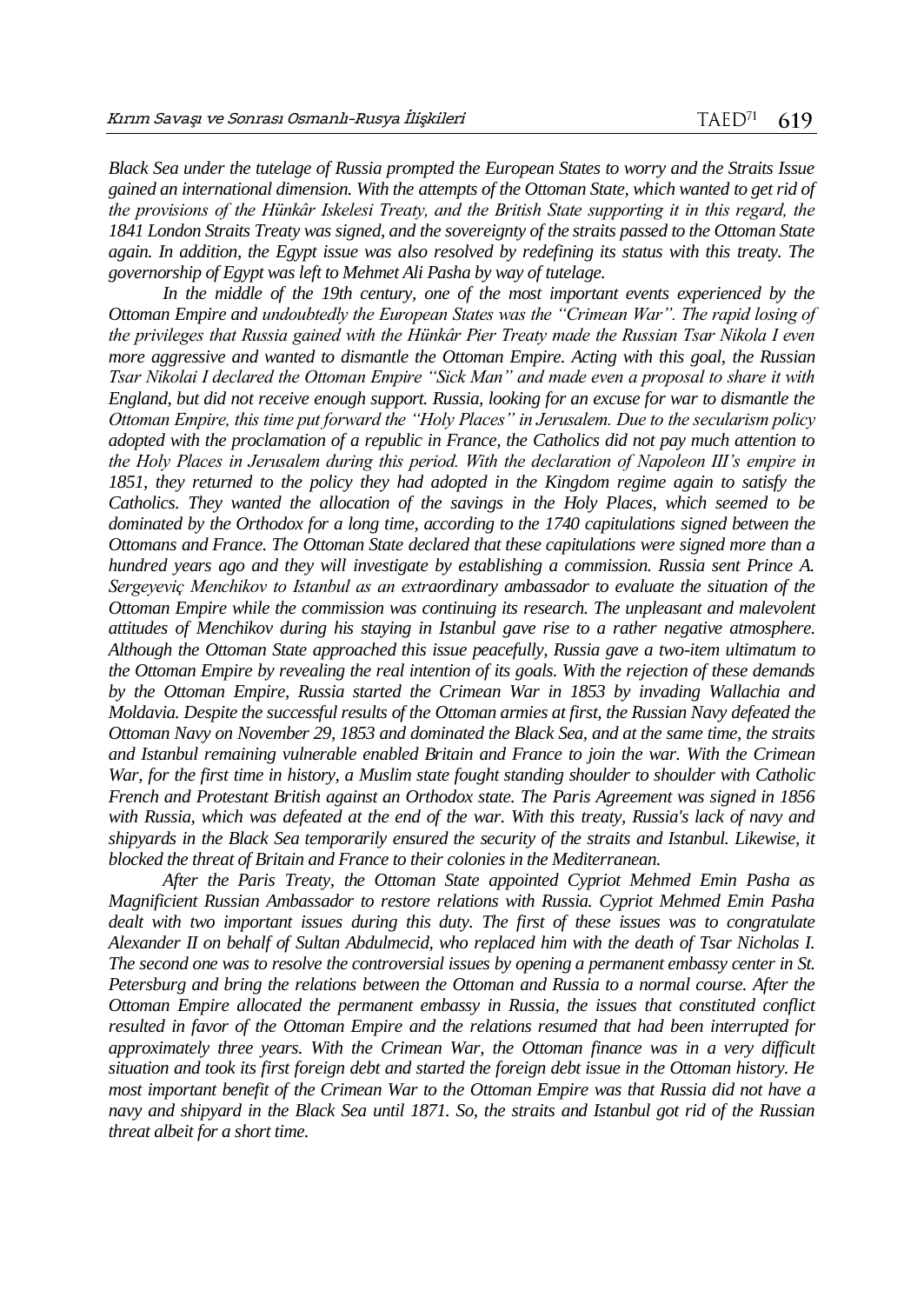*Black Sea under the tutelage of Russia prompted the European States to worry and the Straits Issue gained an international dimension. With the attempts of the Ottoman State, which wanted to get rid of the provisions of the Hünkâr Iskelesi Treaty, and the British State supporting it in this regard, the 1841 London Straits Treaty was signed, and the sovereignty of the straits passed to the Ottoman State again. In addition, the Egypt issue was also resolved by redefining its status with this treaty. The governorship of Egypt was left to Mehmet Ali Pasha by way of tutelage.*

*In the middle of the 19th century, one of the most important events experienced by the Ottoman Empire and undoubtedly the European States was the "Crimean War". The rapid losing of the privileges that Russia gained with the Hünkâr Pier Treaty made the Russian Tsar Nikola I even more aggressive and wanted to dismantle the Ottoman Empire. Acting with this goal, the Russian Tsar Nikolai I declared the Ottoman Empire "Sick Man" and made even a proposal to share it with England, but did not receive enough support. Russia, looking for an excuse for war to dismantle the Ottoman Empire, this time put forward the "Holy Places" in Jerusalem. Due to the secularism policy adopted with the proclamation of a republic in France, the Catholics did not pay much attention to the Holy Places in Jerusalem during this period. With the declaration of Napoleon III's empire in 1851, they returned to the policy they had adopted in the Kingdom regime again to satisfy the Catholics. They wanted the allocation of the savings in the Holy Places, which seemed to be dominated by the Orthodox for a long time, according to the 1740 capitulations signed between the Ottomans and France. The Ottoman State declared that these capitulations were signed more than a hundred years ago and they will investigate by establishing a commission. Russia sent Prince A. Sergeyeviç Menchikov to Istanbul as an extraordinary ambassador to evaluate the situation of the Ottoman Empire while the commission was continuing its research. The unpleasant and malevolent attitudes of Menchikov during his staying in Istanbul gave rise to a rather negative atmosphere. Although the Ottoman State approached this issue peacefully, Russia gave a two-item ultimatum to the Ottoman Empire by revealing the real intention of its goals. With the rejection of these demands by the Ottoman Empire, Russia started the Crimean War in 1853 by invading Wallachia and Moldavia. Despite the successful results of the Ottoman armies at first, the Russian Navy defeated the Ottoman Navy on November 29, 1853 and dominated the Black Sea, and at the same time, the straits and Istanbul remaining vulnerable enabled Britain and France to join the war. With the Crimean War, for the first time in history, a Muslim state fought standing shoulder to shoulder with Catholic French and Protestant British against an Orthodox state. The Paris Agreement was signed in 1856 with Russia, which was defeated at the end of the war. With this treaty, Russia's lack of navy and shipyards in the Black Sea temporarily ensured the security of the straits and Istanbul. Likewise, it blocked the threat of Britain and France to their colonies in the Mediterranean.*

*After the Paris Treaty, the Ottoman State appointed Cypriot Mehmed Emin Pasha as Magnificient Russian Ambassador to restore relations with Russia. Cypriot Mehmed Emin Pasha dealt with two important issues during this duty. The first of these issues was to congratulate Alexander II on behalf of Sultan Abdulmecid, who replaced him with the death of Tsar Nicholas I. The second one was to resolve the controversial issues by opening a permanent embassy center in St. Petersburg and bring the relations between the Ottoman and Russia to a normal course. After the Ottoman Empire allocated the permanent embassy in Russia, the issues that constituted conflict resulted in favor of the Ottoman Empire and the relations resumed that had been interrupted for approximately three years. With the Crimean War, the Ottoman finance was in a very difficult situation and took its first foreign debt and started the foreign debt issue in the Ottoman history. He most important benefit of the Crimean War to the Ottoman Empire was that Russia did not have a navy and shipyard in the Black Sea until 1871. So, the straits and Istanbul got rid of the Russian threat albeit for a short time.*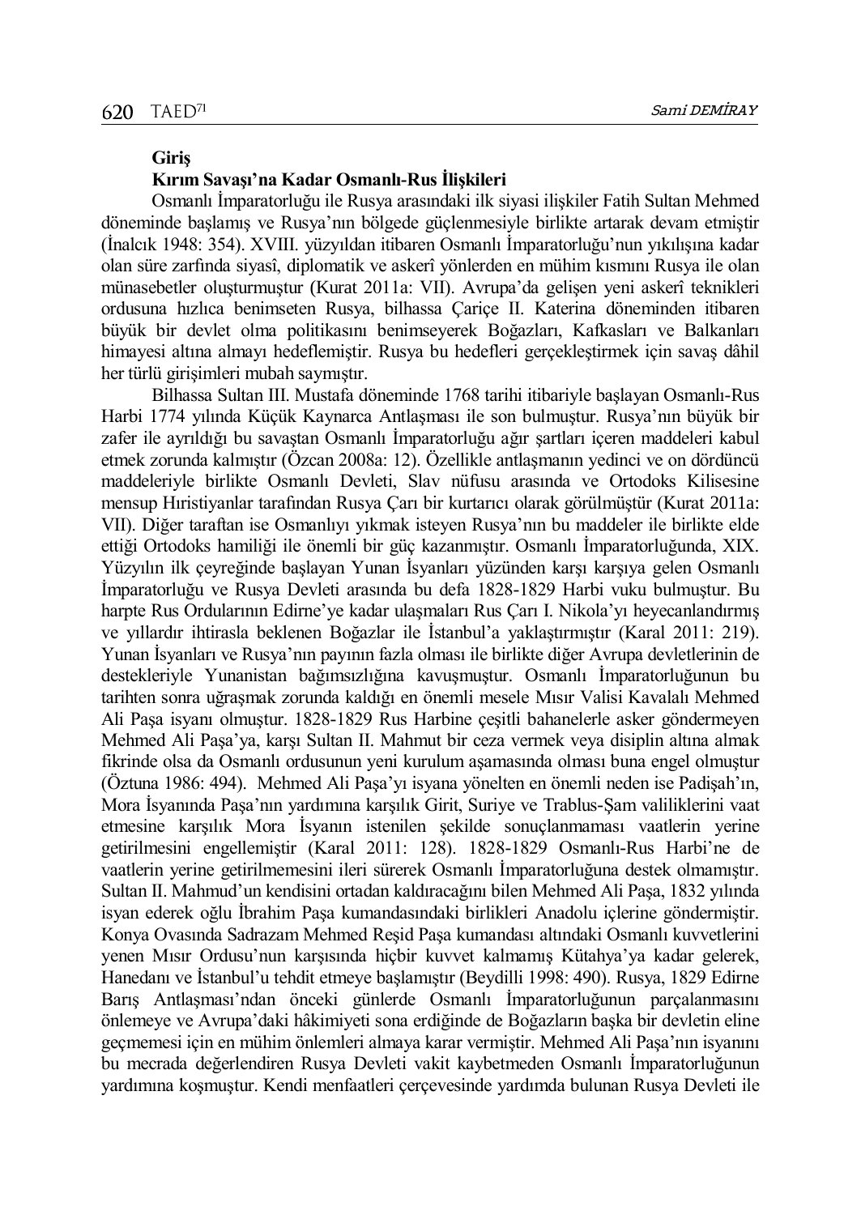**Giriş**

**Kırım Savaşı'na Kadar Osmanlı-Rus İlişkileri**

Osmanlı İmparatorluğu ile Rusya arasındaki ilk siyasi ilişkiler Fatih Sultan Mehmed döneminde başlamış ve Rusya'nın bölgede güçlenmesiyle birlikte artarak devam etmiştir (İnalcık 1948: 354). XVIII. yüzyıldan itibaren Osmanlı İmparatorluğu'nun yıkılışına kadar olan süre zarfında siyasî, diplomatik ve askerî yönlerden en mühim kısmını Rusya ile olan münasebetler oluşturmuştur (Kurat 2011a: VII). Avrupa'da gelişen yeni askerî teknikleri ordusuna hızlıca benimseten Rusya, bilhassa Çariçe II. Katerina döneminden itibaren büyük bir devlet olma politikasını benimseyerek Boğazları, Kafkasları ve Balkanları himayesi altına almayı hedeflemiştir. Rusya bu hedefleri gerçekleştirmek için savaş dâhil her türlü girişimleri mubah saymıştır.

Bilhassa Sultan III. Mustafa döneminde 1768 tarihi itibariyle başlayan Osmanlı-Rus Harbi 1774 yılında Küçük Kaynarca Antlaşması ile son bulmuştur. Rusya'nın büyük bir zafer ile ayrıldığı bu savaştan Osmanlı İmparatorluğu ağır şartları içeren maddeleri kabul etmek zorunda kalmıştır (Özcan 2008a: 12). Özellikle antlaşmanın yedinci ve on dördüncü maddeleriyle birlikte Osmanlı Devleti, Slav nüfusu arasında ve Ortodoks Kilisesine mensup Hıristiyanlar tarafından Rusya Çarı bir kurtarıcı olarak görülmüştür (Kurat 2011a: VII). Diğer taraftan ise Osmanlıyı yıkmak isteyen Rusya'nın bu maddeler ile birlikte elde ettiği Ortodoks hamiliği ile önemli bir güç kazanmıştır. Osmanlı İmparatorluğunda, XIX. Yüzyılın ilk çeyreğinde başlayan Yunan İsyanları yüzünden karşı karşıya gelen Osmanlı İmparatorluğu ve Rusya Devleti arasında bu defa 1828-1829 Harbi vuku bulmuştur. Bu harpte Rus Ordularının Edirne'ye kadar ulaşmaları Rus Çarı I. Nikola'yı heyecanlandırmış ve yıllardır ihtirasla beklenen Boğazlar ile İstanbul'a yaklaştırmıştır (Karal 2011: 219). Yunan İsyanları ve Rusya'nın payının fazla olması ile birlikte diğer Avrupa devletlerinin de destekleriyle Yunanistan bağımsızlığına kavuşmuştur. Osmanlı İmparatorluğunun bu tarihten sonra uğraşmak zorunda kaldığı en önemli mesele Mısır Valisi Kavalalı Mehmed Ali Paşa isyanı olmuştur. 1828-1829 Rus Harbine çeşitli bahanelerle asker göndermeyen Mehmed Ali Paşa'ya, karşı Sultan II. Mahmut bir ceza vermek veya disiplin altına almak fikrinde olsa da Osmanlı ordusunun yeni kurulum aşamasında olması buna engel olmuştur (Öztuna 1986: 494). Mehmed Ali Paşa'yı isyana yönelten en önemli neden ise Padişah'ın, Mora İsyanında Paşa'nın yardımına karşılık Girit, Suriye ve Trablus-Şam valiliklerini vaat etmesine karşılık Mora İsyanın istenilen şekilde sonuçlanmaması vaatlerin yerine getirilmesini engellemiştir (Karal 2011: 128). 1828-1829 Osmanlı-Rus Harbi'ne de vaatlerin yerine getirilmemesini ileri sürerek Osmanlı İmparatorluğuna destek olmamıştır. Sultan II. Mahmud'un kendisini ortadan kaldıracağını bilen Mehmed Ali Paşa, 1832 yılında isyan ederek oğlu İbrahim Paşa kumandasındaki birlikleri Anadolu içlerine göndermiştir. Konya Ovasında Sadrazam Mehmed Reşid Paşa kumandası altındaki Osmanlı kuvvetlerini yenen Mısır Ordusu'nun karşısında hiçbir kuvvet kalmamış Kütahya'ya kadar gelerek, Hanedanı ve İstanbul'u tehdit etmeye başlamıştır (Beydilli 1998: 490). Rusya, 1829 Edirne Barış Antlaşması'ndan önceki günlerde Osmanlı İmparatorluğunun parçalanmasını önlemeye ve Avrupa'daki hâkimiyeti sona erdiğinde de Boğazların başka bir devletin eline geçmemesi için en mühim önlemleri almaya karar vermiştir. Mehmed Ali Paşa'nın isyanını bu mecrada değerlendiren Rusya Devleti vakit kaybetmeden Osmanlı İmparatorluğunun yardımına koşmuştur. Kendi menfaatleri çerçevesinde yardımda bulunan Rusya Devleti ile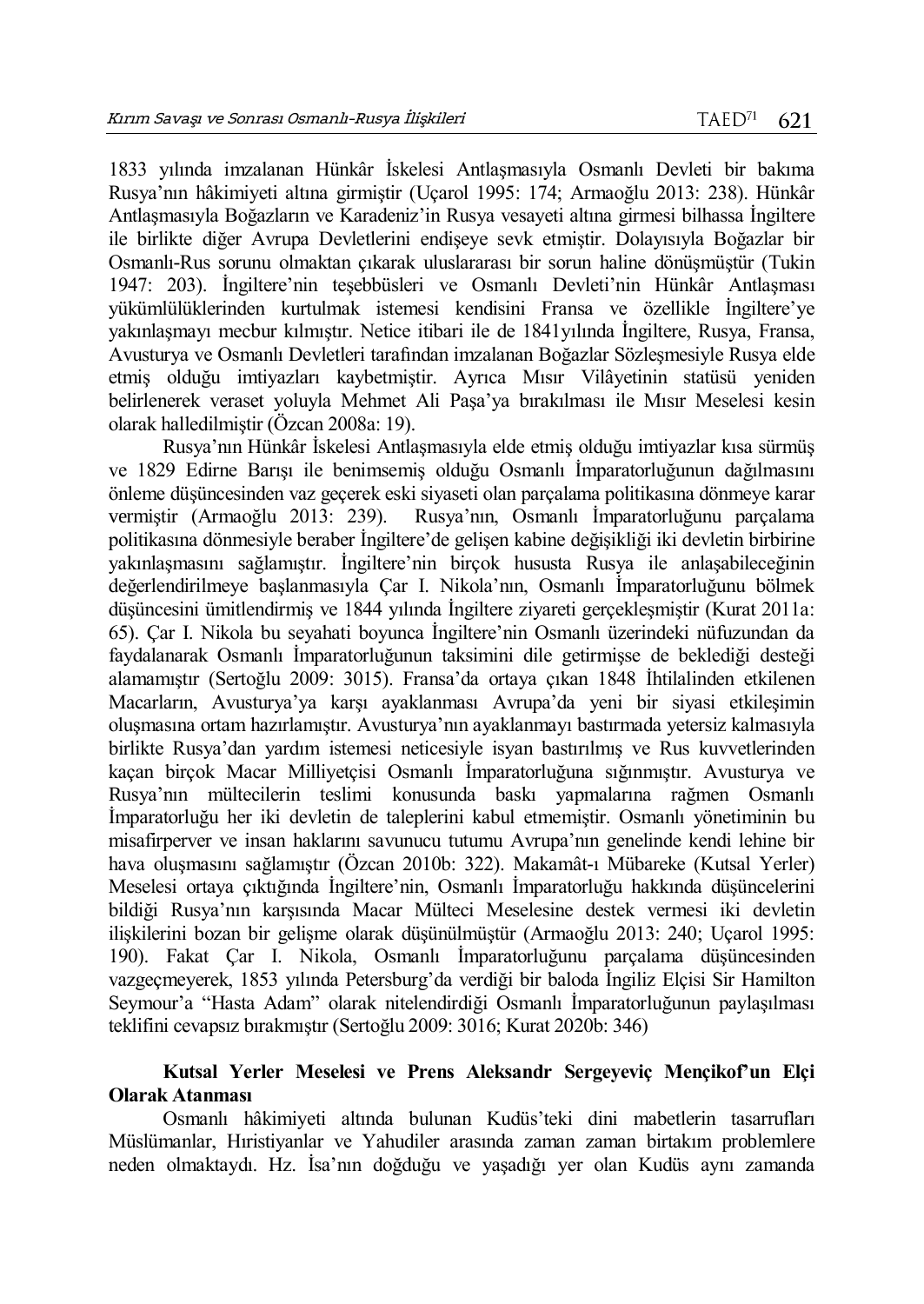1833 yılında imzalanan Hünkâr İskelesi Antlaşmasıyla Osmanlı Devleti bir bakıma Rusya'nın hâkimiyeti altına girmiştir (Uçarol 1995: 174; Armaoğlu 2013: 238). Hünkâr Antlaşmasıyla Boğazların ve Karadeniz'in Rusya vesayeti altına girmesi bilhassa İngiltere ile birlikte diğer Avrupa Devletlerini endişeye sevk etmiştir. Dolayısıyla Boğazlar bir Osmanlı-Rus sorunu olmaktan çıkarak uluslararası bir sorun haline dönüşmüştür (Tukin 1947: 203). İngiltere'nin teşebbüsleri ve Osmanlı Devleti'nin Hünkâr Antlaşması yükümlülüklerinden kurtulmak istemesi kendisini Fransa ve özellikle İngiltere'ye yakınlaşmayı mecbur kılmıştır. Netice itibari ile de 1841yılında İngiltere, Rusya, Fransa, Avusturya ve Osmanlı Devletleri tarafından imzalanan Boğazlar Sözleşmesiyle Rusya elde etmiş olduğu imtiyazları kaybetmiştir. Ayrıca Mısır Vilâyetinin statüsü yeniden belirlenerek veraset yoluyla Mehmet Ali Paşa'ya bırakılması ile Mısır Meselesi kesin olarak halledilmiştir (Özcan 2008a: 19).

Rusya'nın Hünkâr İskelesi Antlaşmasıyla elde etmiş olduğu imtiyazlar kısa sürmüş ve 1829 Edirne Barışı ile benimsemiş olduğu Osmanlı İmparatorluğunun dağılmasını önleme düşüncesinden vaz geçerek eski siyaseti olan parçalama politikasına dönmeye karar vermiştir (Armaoğlu 2013: 239). Rusya'nın, Osmanlı İmparatorluğunu parçalama politikasına dönmesiyle beraber İngiltere'de gelişen kabine değişikliği iki devletin birbirine yakınlaşmasını sağlamıştır. İngiltere'nin birçok hususta Rusya ile anlaşabileceğinin değerlendirilmeye başlanmasıyla Çar I. Nikola'nın, Osmanlı İmparatorluğunu bölmek düşüncesini ümitlendirmiş ve 1844 yılında İngiltere ziyareti gerçekleşmiştir (Kurat 2011a: 65). Çar I. Nikola bu seyahati boyunca İngiltere'nin Osmanlı üzerindeki nüfuzundan da faydalanarak Osmanlı İmparatorluğunun taksimini dile getirmişse de beklediği desteği alamamıştır (Sertoğlu 2009: 3015). Fransa'da ortaya çıkan 1848 İhtilalinden etkilenen Macarların, Avusturya'ya karşı ayaklanması Avrupa'da yeni bir siyasi etkileşimin oluşmasına ortam hazırlamıştır. Avusturya'nın ayaklanmayı bastırmada yetersiz kalmasıyla birlikte Rusya'dan yardım istemesi neticesiyle isyan bastırılmış ve Rus kuvvetlerinden kaçan birçok Macar Milliyetçisi Osmanlı İmparatorluğuna sığınmıştır. Avusturya ve Rusya'nın mültecilerin teslimi konusunda baskı yapmalarına rağmen Osmanlı İmparatorluğu her iki devletin de taleplerini kabul etmemiştir. Osmanlı yönetiminin bu misafirperver ve insan haklarını savunucu tutumu Avrupa'nın genelinde kendi lehine bir hava oluşmasını sağlamıştır (Özcan 2010b: 322). Makamât-ı Mübareke (Kutsal Yerler) Meselesi ortaya çıktığında İngiltere'nin, Osmanlı İmparatorluğu hakkında düşüncelerini bildiği Rusya'nın karşısında Macar Mülteci Meselesine destek vermesi iki devletin ilişkilerini bozan bir gelişme olarak düşünülmüştür (Armaoğlu 2013: 240; Uçarol 1995: 190). Fakat Çar I. Nikola, Osmanlı İmparatorluğunu parçalama düşüncesinden vazgeçmeyerek, 1853 yılında Petersburg'da verdiği bir baloda İngiliz Elçisi Sir Hamilton Seymour'a "Hasta Adam" olarak nitelendirdiği Osmanlı İmparatorluğunun paylaşılması teklifini cevapsız bırakmıştır (Sertoğlu 2009: 3016; Kurat 2020b: 346)

**Kutsal Yerler Meselesi ve Prens Aleksandr Sergeyeviç Mençikof'un Elçi Olarak Atanması**

Osmanlı hâkimiyeti altında bulunan Kudüs'teki dini mabetlerin tasarrufları Müslümanlar, Hıristiyanlar ve Yahudiler arasında zaman zaman birtakım problemlere neden olmaktaydı. Hz. İsa'nın doğduğu ve yaşadığı yer olan Kudüs aynı zamanda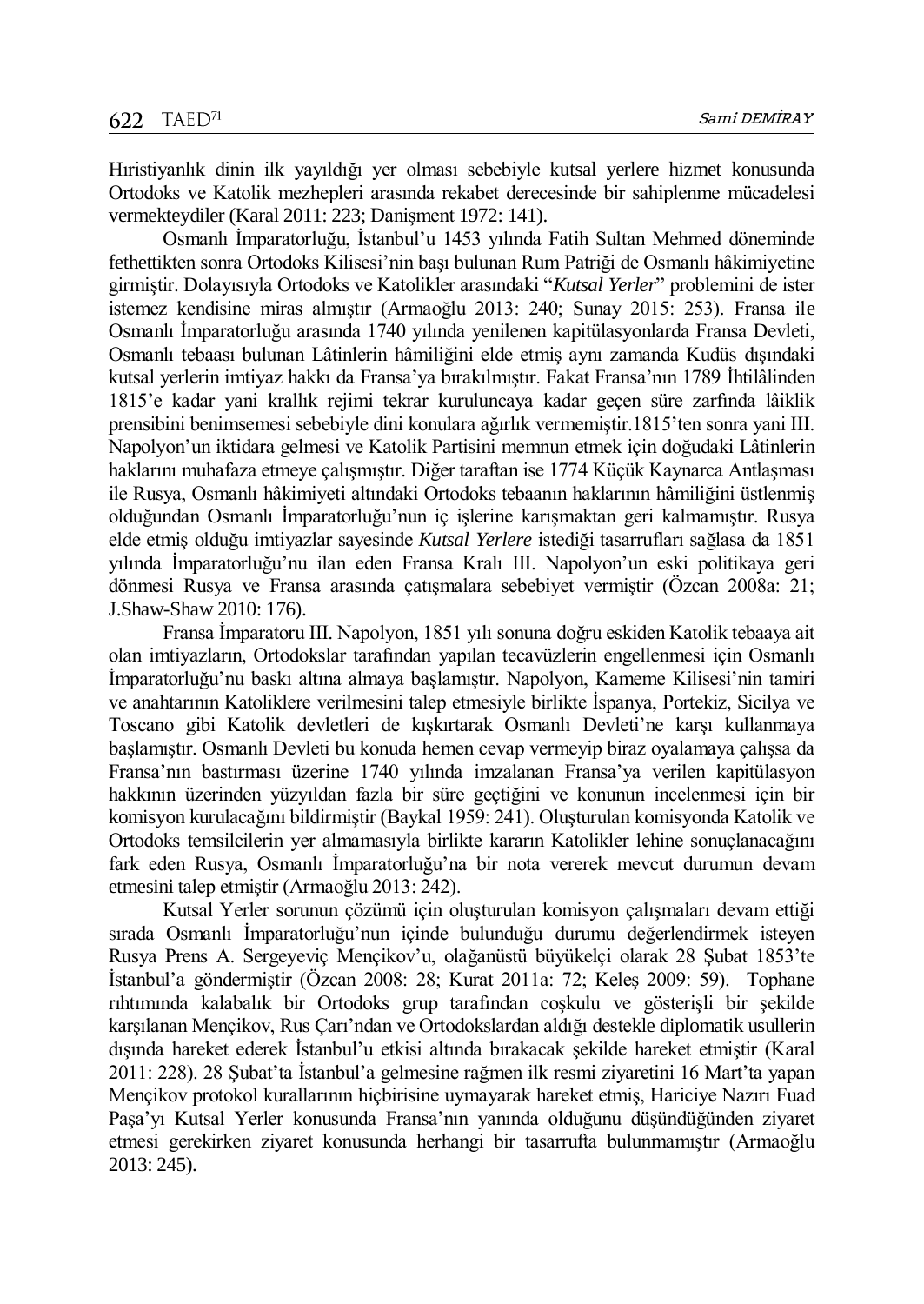Hıristiyanlık dinin ilk yayıldığı yer olması sebebiyle kutsal yerlere hizmet konusunda Ortodoks ve Katolik mezhepleri arasında rekabet derecesinde bir sahiplenme mücadelesi vermekteydiler (Karal 2011: 223; Danişment 1972: 141).

Osmanlı İmparatorluğu, İstanbul'u 1453 yılında Fatih Sultan Mehmed döneminde fethettikten sonra Ortodoks Kilisesi'nin başı bulunan Rum Patriği de Osmanlı hâkimiyetine girmiştir. Dolayısıyla Ortodoks ve Katolikler arasındaki "*Kutsal Yerler*" problemini de ister istemez kendisine miras almıştır (Armaoğlu 2013: 240; Sunay 2015: 253). Fransa ile Osmanlı İmparatorluğu arasında 1740 yılında yenilenen kapitülasyonlarda Fransa Devleti, Osmanlı tebaası bulunan Lâtinlerin hâmiliğini elde etmiş aynı zamanda Kudüs dışındaki kutsal yerlerin imtiyaz hakkı da Fransa'ya bırakılmıştır. Fakat Fransa'nın 1789 İhtilâlinden 1815'e kadar yani krallık rejimi tekrar kuruluncaya kadar geçen süre zarfında lâiklik prensibini benimsemesi sebebiyle dini konulara ağırlık vermemiştir.1815'ten sonra yani III. Napolyon'un iktidara gelmesi ve Katolik Partisini memnun etmek için doğudaki Lâtinlerin haklarını muhafaza etmeye çalışmıştır. Diğer taraftan ise 1774 Küçük Kaynarca Antlaşması ile Rusya, Osmanlı hâkimiyeti altındaki Ortodoks tebaanın haklarının hâmiliğini üstlenmiş olduğundan Osmanlı İmparatorluğu'nun iç işlerine karışmaktan geri kalmamıştır. Rusya elde etmiş olduğu imtiyazlar sayesinde *Kutsal Yerlere* istediği tasarrufları sağlasa da 1851 yılında İmparatorluğu'nu ilan eden Fransa Kralı III. Napolyon'un eski politikaya geri dönmesi Rusya ve Fransa arasında çatışmalara sebebiyet vermiştir (Özcan 2008a: 21; J.Shaw-Shaw 2010: 176).

Fransa İmparatoru III. Napolyon, 1851 yılı sonuna doğru eskiden Katolik tebaaya ait olan imtiyazların, Ortodokslar tarafından yapılan tecavüzlerin engellenmesi için Osmanlı İmparatorluğu'nu baskı altına almaya başlamıştır. Napolyon, Kameme Kilisesi'nin tamiri ve anahtarının Katoliklere verilmesini talep etmesiyle birlikte İspanya, Portekiz, Sicilya ve Toscano gibi Katolik devletleri de kışkırtarak Osmanlı Devleti'ne karşı kullanmaya başlamıştır. Osmanlı Devleti bu konuda hemen cevap vermeyip biraz oyalamaya çalışsa da Fransa'nın bastırması üzerine 1740 yılında imzalanan Fransa'ya verilen kapitülasyon hakkının üzerinden yüzyıldan fazla bir süre geçtiğini ve konunun incelenmesi için bir komisyon kurulacağını bildirmiştir (Baykal 1959: 241). Oluşturulan komisyonda Katolik ve Ortodoks temsilcilerin yer almamasıyla birlikte kararın Katolikler lehine sonuçlanacağını fark eden Rusya, Osmanlı İmparatorluğu'na bir nota vererek mevcut durumun devam etmesini talep etmiştir (Armaoğlu 2013: 242).

Kutsal Yerler sorunun çözümü için oluşturulan komisyon çalışmaları devam ettiği sırada Osmanlı İmparatorluğu'nun içinde bulunduğu durumu değerlendirmek isteyen Rusya Prens A. Sergeyeviç Mençikov'u, olağanüstü büyükelçi olarak 28 Şubat 1853'te İstanbul'a göndermiştir (Özcan 2008: 28; Kurat 2011a: 72; Keleş 2009: 59). Tophane rıhtımında kalabalık bir Ortodoks grup tarafından coşkulu ve gösterişli bir şekilde karşılanan Mençikov, Rus Çarı'ndan ve Ortodokslardan aldığı destekle diplomatik usullerin dışında hareket ederek İstanbul'u etkisi altında bırakacak şekilde hareket etmiştir (Karal 2011: 228). 28 Şubat'ta İstanbul'a gelmesine rağmen ilk resmi ziyaretini 16 Mart'ta yapan Mençikov protokol kurallarının hiçbirisine uymayarak hareket etmiş, Hariciye Nazırı Fuad Paşa'yı Kutsal Yerler konusunda Fransa'nın yanında olduğunu düşündüğünden ziyaret etmesi gerekirken ziyaret konusunda herhangi bir tasarrufta bulunmamıştır (Armaoğlu 2013: 245).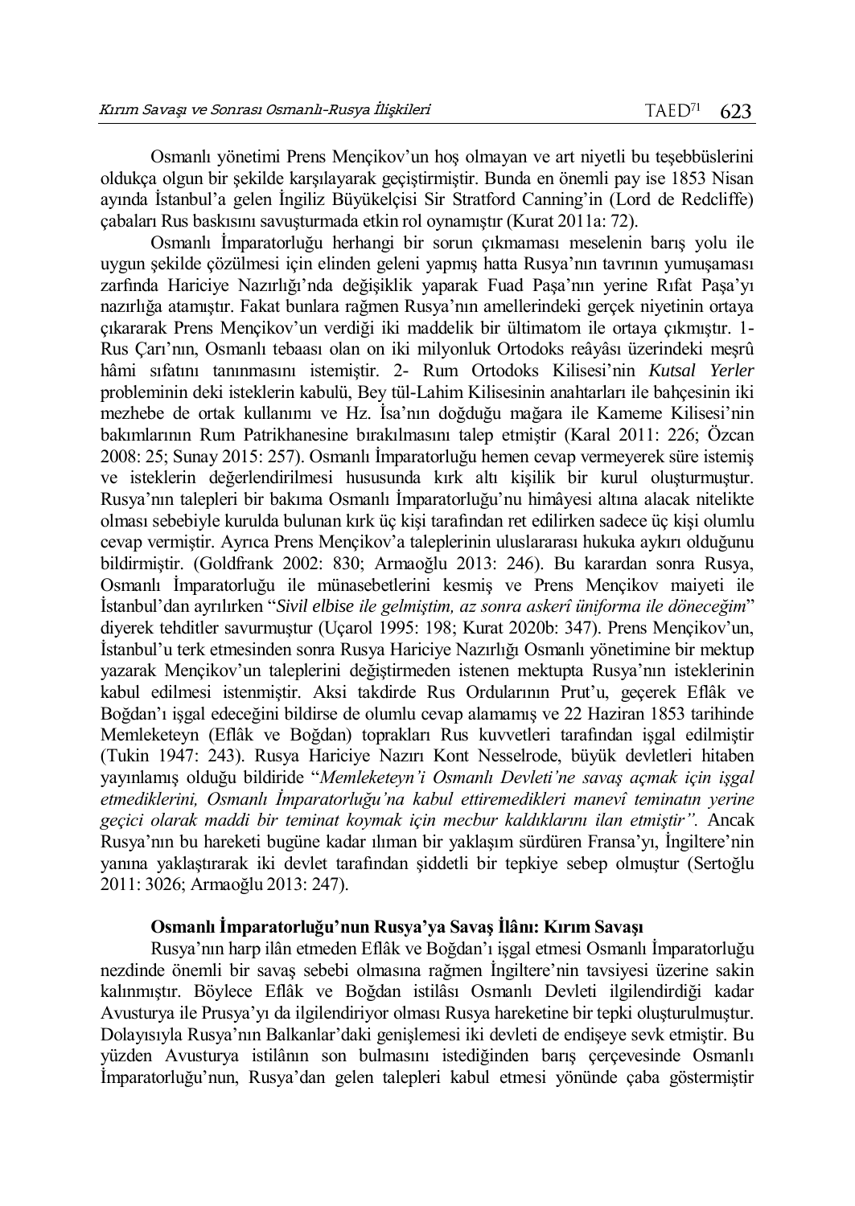Osmanlı yönetimi Prens Mençikov'un hoş olmayan ve art niyetli bu teşebbüslerini oldukça olgun bir şekilde karşılayarak geçiştirmiştir. Bunda en önemli pay ise 1853 Nisan ayında İstanbul'a gelen İngiliz Büyükelçisi Sir Stratford Canning'in (Lord de Redcliffe) çabaları Rus baskısını savuşturmada etkin rol oynamıştır (Kurat 2011a: 72).

Osmanlı İmparatorluğu herhangi bir sorun çıkmaması meselenin barış yolu ile uygun şekilde çözülmesi için elinden geleni yapmış hatta Rusya'nın tavrının yumuşaması zarfında Hariciye Nazırlığı'nda değişiklik yaparak Fuad Paşa'nın yerine Rıfat Paşa'yı nazırlığa atamıştır. Fakat bunlara rağmen Rusya'nın amellerindeki gerçek niyetinin ortaya çıkararak Prens Mençikov'un verdiği iki maddelik bir ültimatom ile ortaya çıkmıştır. 1- Rus Çarı'nın, Osmanlı tebaası olan on iki milyonluk Ortodoks reâyâsı üzerindeki meşrû hâmi sıfatını tanınmasını istemiştir. 2- Rum Ortodoks Kilisesi'nin *Kutsal Yerler* probleminin deki isteklerin kabulü, Bey tül-Lahim Kilisesinin anahtarları ile bahçesinin iki mezhebe de ortak kullanımı ve Hz. İsa'nın doğduğu mağara ile Kameme Kilisesi'nin bakımlarının Rum Patrikhanesine bırakılmasını talep etmiştir (Karal 2011: 226; Özcan 2008: 25; Sunay 2015: 257). Osmanlı İmparatorluğu hemen cevap vermeyerek süre istemiş ve isteklerin değerlendirilmesi hususunda kırk altı kişilik bir kurul oluşturmuştur. Rusya'nın talepleri bir bakıma Osmanlı İmparatorluğu'nu himâyesi altına alacak nitelikte olması sebebiyle kurulda bulunan kırk üç kişi tarafından ret edilirken sadece üç kişi olumlu cevap vermiştir. Ayrıca Prens Mençikov'a taleplerinin uluslararası hukuka aykırı olduğunu bildirmiştir. (Goldfrank 2002: 830; Armaoğlu 2013: 246). Bu karardan sonra Rusya, Osmanlı İmparatorluğu ile münasebetlerini kesmiş ve Prens Mençikov maiyeti ile İstanbul'dan ayrılırken "*Sivil elbise ile gelmiştim, az sonra askerî üniforma ile döneceğim*" diyerek tehditler savurmuştur (Uçarol 1995: 198; Kurat 2020b: 347). Prens Mençikov'un, İstanbul'u terk etmesinden sonra Rusya Hariciye Nazırlığı Osmanlı yönetimine bir mektup yazarak Mençikov'un taleplerini değiştirmeden istenen mektupta Rusya'nın isteklerinin kabul edilmesi istenmiştir. Aksi takdirde Rus Ordularının Prut'u, geçerek Eflâk ve Boğdan'ı işgal edeceğini bildirse de olumlu cevap alamamış ve 22 Haziran 1853 tarihinde Memleketeyn (Eflâk ve Boğdan) toprakları Rus kuvvetleri tarafından işgal edilmiştir (Tukin 1947: 243). Rusya Hariciye Nazırı Kont Nesselrode, büyük devletleri hitaben yayınlamış olduğu bildiride "*Memleketeyn'i Osmanlı Devleti'ne savaş açmak için işgal etmediklerini, Osmanlı İmparatorluğu'na kabul ettiremedikleri manevî teminatın yerine geçici olarak maddi bir teminat koymak için mecbur kaldıklarını ilan etmiştir".* Ancak Rusya'nın bu hareketi bugüne kadar ılıman bir yaklaşım sürdüren Fransa'yı, İngiltere'nin yanına yaklaştırarak iki devlet tarafından şiddetli bir tepkiye sebep olmuştur (Sertoğlu 2011: 3026; Armaoğlu 2013: 247).

## Osmanlı İmparatorluğu'nun Rusya'ya Savaş İlânı: Kırım Savaşı

Rusya'nın harp ilân etmeden Eflâk ve Boğdan'ı işgal etmesi Osmanlı İmparatorluğu nezdinde önemli bir savaş sebebi olmasına rağmen İngiltere'nin tavsiyesi üzerine sakin kalınmıştır. Böylece Eflâk ve Boğdan istilâsı Osmanlı Devleti ilgilendirdiği kadar Avusturya ile Prusya'yı da ilgilendiriyor olması Rusya hareketine bir tepki oluşturulmuştur. Dolayısıyla Rusya'nın Balkanlar'daki genişlemesi iki devleti de endişeye sevk etmiştir. Bu yüzden Avusturya istilânın son bulmasını istediğinden barış çerçevesinde Osmanlı İmparatorluğu'nun, Rusya'dan gelen talepleri kabul etmesi yönünde çaba göstermiştir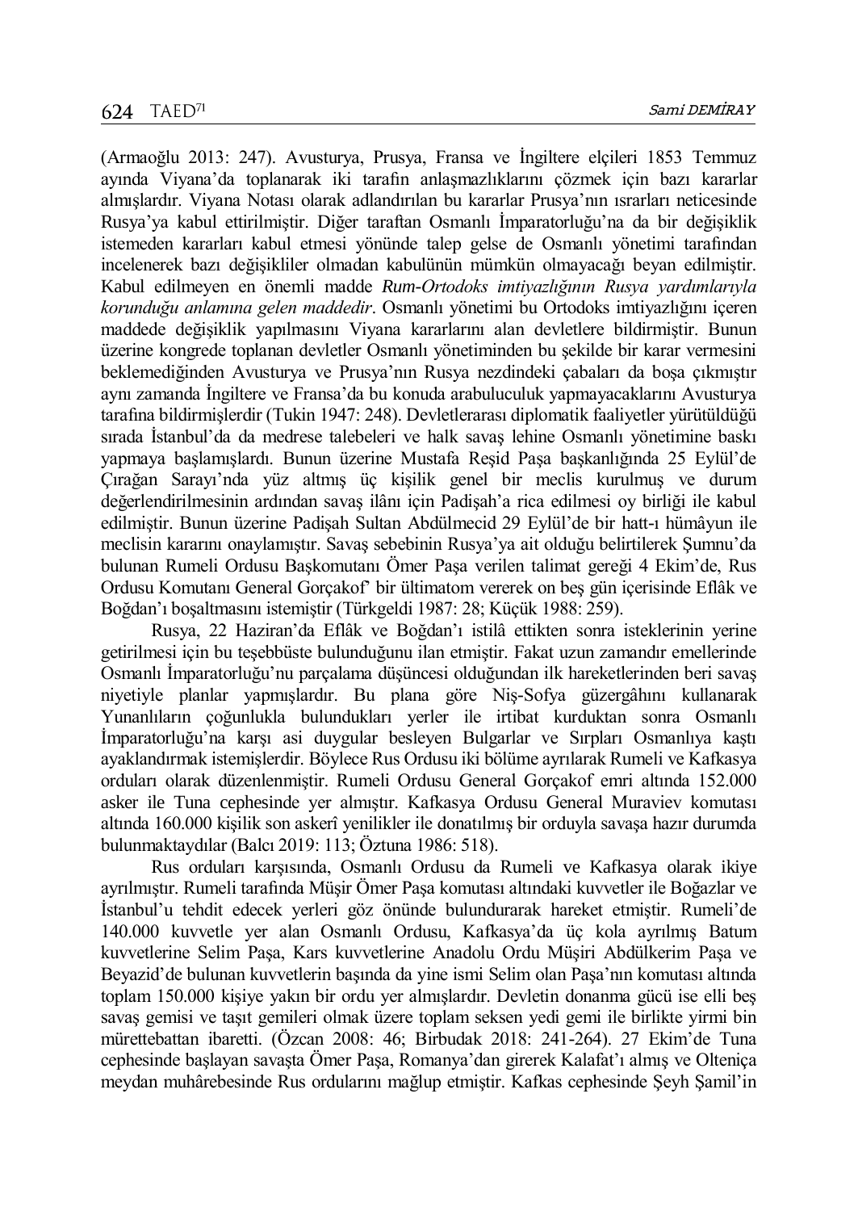(Armaoğlu 2013: 247). Avusturya, Prusya, Fransa ve İngiltere elçileri 1853 Temmuz ayında Viyana'da toplanarak iki tarafın anlaşmazlıklarını çözmek için bazı kararlar almışlardır. Viyana Notası olarak adlandırılan bu kararlar Prusya'nın ısrarları neticesinde Rusya'ya kabul ettirilmiştir. Diğer taraftan Osmanlı İmparatorluğu'na da bir değişiklik istemeden kararları kabul etmesi yönünde talep gelse de Osmanlı yönetimi tarafından incelenerek bazı değişiklikler olmadan kabulünün mümkün olmayacağı beyan edilmiştir. Kabul edilmeyen en önemli madde *Rum-Ortodoks imtiyazlığının Rusya yardımlarıyla korunduğu anlamına gelen maddedir*. Osmanlı yönetimi bu Ortodoks imtiyazlığını içeren maddede değişiklik yapılmasını Viyana kararlarını alan devletlere bildirmiştir. Bunun üzerine kongrede toplanan devletler Osmanlı yönetiminden bu şekilde bir karar vermesini beklemediğinden Avusturya ve Prusya'nın Rusya nezdindeki çabaları da boşa çıkmıştır aynı zamanda İngiltere ve Fransa'da bu konuda arabuluculuk yapmayacaklarını Avusturya tarafına bildirmişlerdir (Tukin 1947: 248). Devletlerarası diplomatik faaliyetler yürütüldüğü sırada İstanbul'da da medrese talebeleri ve halk savaş lehine Osmanlı yönetimine baskı yapmaya başlamışlardı. Bunun üzerine Mustafa Reşid Paşa başkanlığında 25 Eylül'de Çırağan Sarayı'nda yüz altmış üç kişilik genel bir meclis kurulmuş ve durum değerlendirilmesinin ardından savaş ilânı için Padişah'a rica edilmesi oy birliği ile kabul edilmiştir. Bunun üzerine Padişah Sultan Abdülmecid 29 Eylül'de bir hatt-ı hümâyun ile meclisin kararını onaylamıştır. Savaş sebebinin Rusya'ya ait olduğu belirtilerek Şumnu'da bulunan Rumeli Ordusu Başkomutanı Ömer Paşa verilen talimat gereği 4 Ekim'de, Rus Ordusu Komutanı General Gorçakof' bir ültimatom vererek on beş gün içerisinde Eflâk ve Boğdan'ı boşaltmasını istemiştir (Türkgeldi 1987: 28; Küçük 1988: 259).

Rusya, 22 Haziran'da Eflâk ve Boğdan'ı istilâ ettikten sonra isteklerinin yerine getirilmesi için bu teşebbüste bulunduğunu ilan etmiştir. Fakat uzun zamandır emellerinde Osmanlı İmparatorluğu'nu parçalama düşüncesi olduğundan ilk hareketlerinden beri savaş niyetiyle planlar yapmışlardır. Bu plana göre Niş-Sofya güzergâhını kullanarak Yunanlıların çoğunlukla bulundukları yerler ile irtibat kurduktan sonra Osmanlı İmparatorluğu'na karşı asi duygular besleyen Bulgarlar ve Sırpları Osmanlıya kaştı ayaklandırmak istemişlerdir. Böylece Rus Ordusu iki bölüme ayrılarak Rumeli ve Kafkasya orduları olarak düzenlenmiştir. Rumeli Ordusu General Gorçakof emri altında 152.000 asker ile Tuna cephesinde yer almıştır. Kafkasya Ordusu General Muraviev komutası altında 160.000 kişilik son askerî yenilikler ile donatılmış bir orduyla savaşa hazır durumda bulunmaktaydılar (Balcı 2019: 113; Öztuna 1986: 518).

Rus orduları karşısında, Osmanlı Ordusu da Rumeli ve Kafkasya olarak ikiye ayrılmıştır. Rumeli tarafında Müşir Ömer Paşa komutası altındaki kuvvetler ile Boğazlar ve İstanbul'u tehdit edecek yerleri göz önünde bulundurarak hareket etmiştir. Rumeli'de 140.000 kuvvetle yer alan Osmanlı Ordusu, Kafkasya'da üç kola ayrılmış Batum kuvvetlerine Selim Paşa, Kars kuvvetlerine Anadolu Ordu Müşiri Abdülkerim Paşa ve Beyazid'de bulunan kuvvetlerin başında da yine ismi Selim olan Paşa'nın komutası altında toplam 150.000 kişiye yakın bir ordu yer almışlardır. Devletin donanma gücü ise elli beş savaş gemisi ve taşıt gemileri olmak üzere toplam seksen yedi gemi ile birlikte yirmi bin mürettebattan ibaretti. (Özcan 2008: 46; Birbudak 2018: 241-264). 27 Ekim'de Tuna cephesinde başlayan savaşta Ömer Paşa, Romanya'dan girerek Kalafat'ı almış ve Olteniça meydan muhârebesinde Rus ordularını mağlup etmiştir. Kafkas cephesinde Şeyh Şamil'in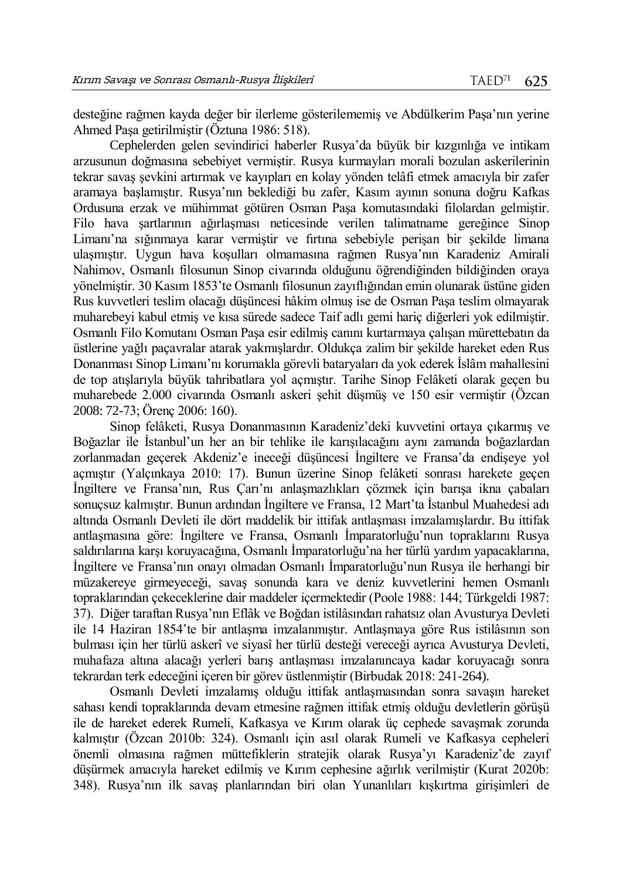desteğine rağmen kayda değer bir ilerleme gösterilememiş ve Abdülkerim Paşa'nın yerine Ahmed Paşa getirilmiştir (Öztuna 1986: 518).

Cephelerden gelen sevindirici haberler Rusya'da büyük bir kızgınlığa ve intikam arzusunun doğmasına sebebiyet vermiştir. Rusya kurmayları morali bozulan askerilerinin tekrar savaş şevkini artırmak ve kayıpları en kolay yönden telâfi etmek amacıyla bir zafer aramaya başlamıştır. Rusya'nın beklediği bu zafer, Kasım ayının sonuna doğru Kafkas Ordusuna erzak ve mühimmat götüren Osman Paşa komutasındaki filolardan gelmiştir. Filo hava şartlarının ağırlaşması neticesinde verilen talimatname gereğince Sinop Limanı'na sığınmaya karar vermiştir ve fırtına sebebiyle perişan bir şekilde limana ulaşmıştır. Uygun hava koşulları olmamasına rağmen Rusya'nın Karadeniz Amirali Nahimov, Osmanlı filosunun Sinop civarında olduğunu öğrendiğinden bildiğinden oraya yönelmiştir. 30 Kasım 1853'te Osmanlı filosunun zayıflığından emin olunarak üstüne giden Rus kuvvetleri teslim olacağı düşüncesi hâkim olmuş ise de Osman Paşa teslim olmayarak muharebeyi kabul etmiş ve kısa sürede sadece Taif adlı gemi hariç diğerleri yok edilmiştir. Osmanlı Filo Komutanı Osman Paşa esir edilmiş canını kurtarmaya çalışan mürettebatın da üstlerine yağlı paçavralar atarak yakmışlardır. Oldukça zalim bir şekilde hareket eden Rus Donanması Sinop Limanı'nı korumakla görevli bataryaları da yok ederek İslâm mahallesini de top atışlarıyla büyük tahribatlara yol açmıştır. Tarihe Sinop Felâketi olarak geçen bu muharebede 2.000 civarında Osmanlı askeri şehit düşmüş ve 150 esir vermiştir (Özcan 2008: 72-73; Örenç 2006: 160).

Sinop felâketi, Rusya Donanmasının Karadeniz'deki kuvvetini ortaya çıkarmış ve Boğazlar ile İstanbul'un her an bir tehlike ile karışılacağını aynı zamanda boğazlardan zorlanmadan geçerek Akdeniz'e ineceği düşüncesi İngiltere ve Fransa'da endişeye yol açmıştır (Yalçınkaya 2010: 17). Bunun üzerine Sinop felâketi sonrası harekete geçen İngiltere ve Fransa'nın, Rus Çarı'nı anlaşmazlıkları çözmek için barışa ikna çabaları sonuçsuz kalmıştır. Bunun ardından İngiltere ve Fransa, 12 Mart'ta İstanbul Muahedesi adı altında Osmanlı Devleti ile dört maddelik bir ittifak antlaşması imzalamışlardır. Bu ittifak antlaşmasına göre: İngiltere ve Fransa, Osmanlı İmparatorluğu'nun topraklarını Rusya saldırılarına karşı koruyacağına, Osmanlı İmparatorluğu'na her türlü yardım yapacaklarına, İngiltere ve Fransa'nın onayı olmadan Osmanlı İmparatorluğu'nun Rusya ile herhangi bir müzakereye girmeyeceği, savaş sonunda kara ve deniz kuvvetlerini hemen Osmanlı topraklarından çekeceklerine dair maddeler içermektedir (Poole 1988: 144; Türkgeldi 1987: 37). Diğer taraftan Rusya'nın Eflâk ve Boğdan istilâsından rahatsız olan Avusturya Devleti ile 14 Haziran 1854'te bir antlaşma imzalanmıştır. Antlaşmaya göre Rus istilâsının son bulması için her türlü askerî ve siyasî her türlü desteği vereceği ayrıca Avusturya Devleti, muhafaza altına alacağı yerleri barış antlaşması imzalanıncaya kadar koruyacağı sonra tekrardan terk edeceğini içeren bir görev üstlenmiştir (Birbudak 2018: 241-264).

Osmanlı Devleti imzalamış olduğu ittifak antlaşmasından sonra savaşın hareket sahası kendi topraklarında devam etmesine rağmen ittifak etmiş olduğu devletlerin görüşü ile de hareket ederek Rumeli, Kafkasya ve Kırım olarak üç cephede savaşmak zorunda kalmıştır (Özcan 2010b: 324). Osmanlı için asıl olarak Rumeli ve Kafkasya cepheleri önemli olmasına rağmen müttefiklerin stratejik olarak Rusya'yı Karadeniz'de zayıf düşürmek amacıyla hareket edilmiş ve Kırım cephesine ağırlık verilmiştir (Kurat 2020b: 348). Rusya'nın ilk savaş planlarından biri olan Yunanlıları kışkırtma girişimleri de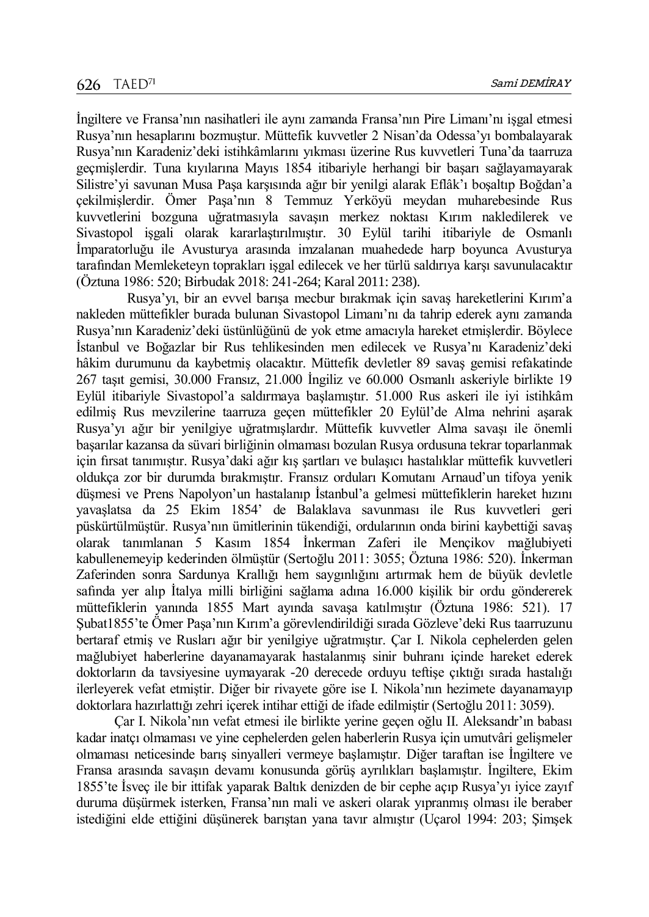İngiltere ve Fransa'nın nasihatleri ile aynı zamanda Fransa'nın Pire Limanı'nı işgal etmesi Rusya'nın hesaplarını bozmuştur. Müttefik kuvvetler 2 Nisan'da Odessa'yı bombalayarak Rusya'nın Karadeniz'deki istihkâmlarını yıkması üzerine Rus kuvvetleri Tuna'da taarruza geçmişlerdir. Tuna kıyılarına Mayıs 1854 itibariyle herhangi bir başarı sağlayamayarak Silistre'yi savunan Musa Paşa karşısında ağır bir yenilgi alarak Eflâk'ı boşaltıp Boğdan'a çekilmişlerdir. Ömer Paşa'nın 8 Temmuz Yerköyü meydan muharebesinde Rus kuvvetlerini bozguna uğratmasıyla savaşın merkez noktası Kırım nakledilerek ve Sivastopol işgali olarak kararlaştırılmıştır. 30 Eylül tarihi itibariyle de Osmanlı İmparatorluğu ile Avusturya arasında imzalanan muahedede harp boyunca Avusturya tarafından Memleketeyn toprakları işgal edilecek ve her türlü saldırıya karşı savunulacaktır (Öztuna 1986: 520; Birbudak 2018: 241-264; Karal 2011: 238).

Rusya'yı, bir an evvel barışa mecbur bırakmak için savaş hareketlerini Kırım'a nakleden müttefikler burada bulunan Sivastopol Limanı'nı da tahrip ederek aynı zamanda Rusya'nın Karadeniz'deki üstünlüğünü de yok etme amacıyla hareket etmişlerdir. Böylece İstanbul ve Boğazlar bir Rus tehlikesinden men edilecek ve Rusya'nı Karadeniz'deki hâkim durumunu da kaybetmiş olacaktır. Müttefik devletler 89 savaş gemisi refakatinde 267 taşıt gemisi, 30.000 Fransız, 21.000 İngiliz ve 60.000 Osmanlı askeriyle birlikte 19 Eylül itibariyle Sivastopol'a saldırmaya başlamıştır. 51.000 Rus askeri ile iyi istihkâm edilmiş Rus mevzilerine taarruza geçen müttefikler 20 Eylül'de Alma nehrini aşarak Rusya'yı ağır bir yenilgiye uğratmışlardır. Müttefik kuvvetler Alma savaşı ile önemli başarılar kazansa da süvari birliğinin olmaması bozulan Rusya ordusuna tekrar toparlanmak için fırsat tanımıştır. Rusya'daki ağır kış şartları ve bulaşıcı hastalıklar müttefik kuvvetleri oldukça zor bir durumda bırakmıştır. Fransız orduları Komutanı Arnaud'un tifoya yenik düşmesi ve Prens Napolyon'un hastalanıp İstanbul'a gelmesi müttefiklerin hareket hızını yavaşlatsa da 25 Ekim 1854' de Balaklava savunması ile Rus kuvvetleri geri püskürtülmüştür. Rusya'nın ümitlerinin tükendiği, ordularının onda birini kaybettiği savaş olarak tanımlanan 5 Kasım 1854 İnkerman Zaferi ile Mençikov mağlubiyeti kabullenemeyip kederinden ölmüştür (Sertoğlu 2011: 3055; Öztuna 1986: 520). İnkerman Zaferinden sonra Sardunya Krallığı hem saygınlığını artırmak hem de büyük devletle safında yer alıp İtalya milli birliğini sağlama adına 16.000 kişilik bir ordu göndererek müttefiklerin yanında 1855 Mart ayında savaşa katılmıştır (Öztuna 1986: 521). 17 Şubat1855'te Ömer Paşa'nın Kırım'a görevlendirildiği sırada Gözleve'deki Rus taarruzunu bertaraf etmiş ve Rusları ağır bir yenilgiye uğratmıştır. Çar I. Nikola cephelerden gelen mağlubiyet haberlerine dayanamayarak hastalanmış sinir buhranı içinde hareket ederek doktorların da tavsiyesine uymayarak -20 derecede orduyu teftişe çıktığı sırada hastalığı ilerleyerek vefat etmiştir. Diğer bir rivayete göre ise I. Nikola'nın hezimete dayanamayıp doktorlara hazırlattığı zehri içerek intihar ettiği de ifade edilmiştir (Sertoğlu 2011: 3059).

Çar I. Nikola'nın vefat etmesi ile birlikte yerine geçen oğlu II. Aleksandr'ın babası kadar inatçı olmaması ve yine cephelerden gelen haberlerin Rusya için umutvâri gelişmeler olmaması neticesinde barış sinyalleri vermeye başlamıştır. Diğer taraftan ise İngiltere ve Fransa arasında savaşın devamı konusunda görüş ayrılıkları başlamıştır. İngiltere, Ekim 1855'te İsveç ile bir ittifak yaparak Baltık denizden de bir cephe açıp Rusya'yı iyice zayıf duruma düşürmek isterken, Fransa'nın mali ve askeri olarak yıpranmış olması ile beraber istediğini elde ettiğini düşünerek barıştan yana tavır almıştır (Uçarol 1994: 203; Şimşek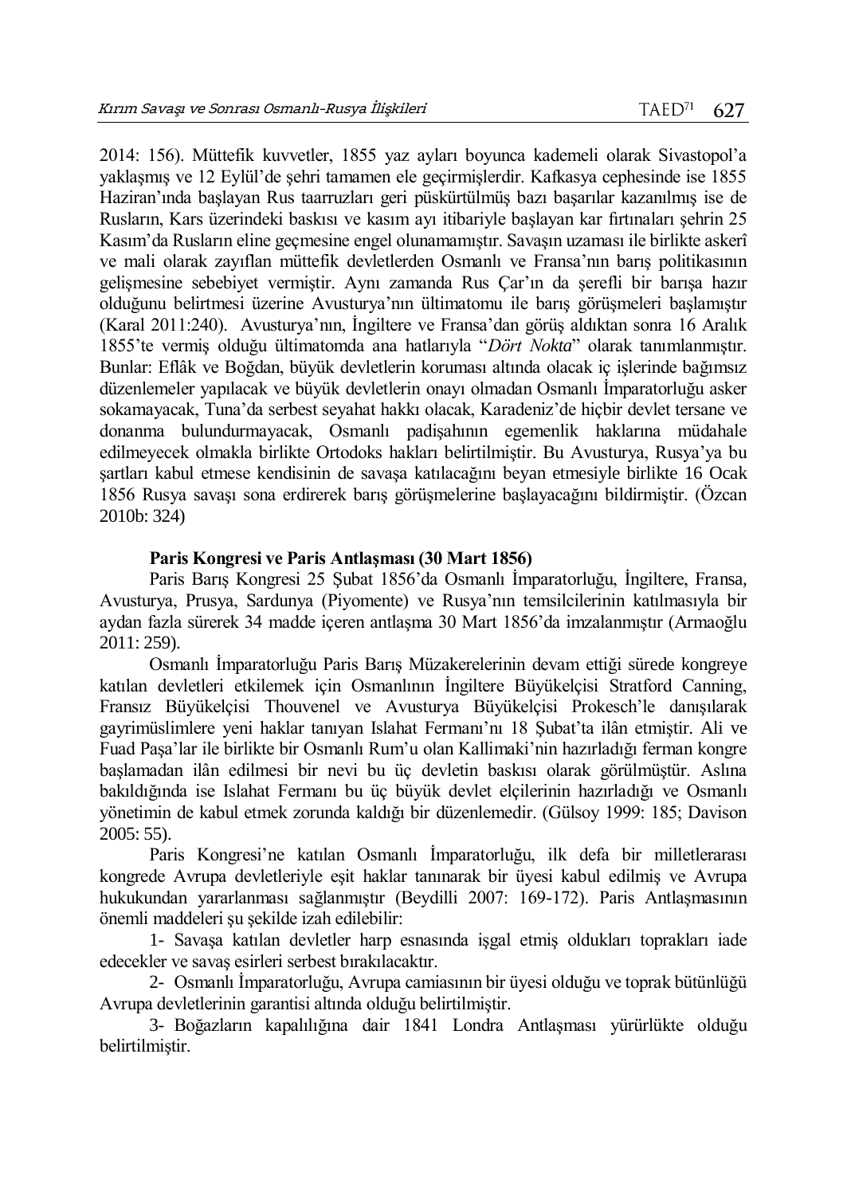2014: 156). Müttefik kuvvetler, 1855 yaz ayları boyunca kademeli olarak Sivastopol'a yaklaşmış ve 12 Eylül'de şehri tamamen ele geçirmişlerdir. Kafkasya cephesinde ise 1855 Haziran'ında başlayan Rus taarruzları geri püskürtülmüş bazı başarılar kazanılmış ise de Rusların, Kars üzerindeki baskısı ve kasım ayı itibariyle başlayan kar fırtınaları şehrin 25 Kasım'da Rusların eline geçmesine engel olunamamıştır. Savaşın uzaması ile birlikte askerî ve mali olarak zayıflan müttefik devletlerden Osmanlı ve Fransa'nın barış politikasının gelişmesine sebebiyet vermiştir. Aynı zamanda Rus Çar'ın da şerefli bir barışa hazır olduğunu belirtmesi üzerine Avusturya'nın ültimatomu ile barış görüşmeleri başlamıştır (Karal 2011:240). Avusturya'nın, İngiltere ve Fransa'dan görüş aldıktan sonra 16 Aralık 1855'te vermiş olduğu ültimatomda ana hatlarıyla "*Dört Nokta*" olarak tanımlanmıştır. Bunlar: Eflâk ve Boğdan, büyük devletlerin koruması altında olacak iç işlerinde bağımsız düzenlemeler yapılacak ve büyük devletlerin onayı olmadan Osmanlı İmparatorluğu asker sokamayacak, Tuna'da serbest seyahat hakkı olacak, Karadeniz'de hiçbir devlet tersane ve donanma bulundurmayacak, Osmanlı padişahının egemenlik haklarına müdahale edilmeyecek olmakla birlikte Ortodoks hakları belirtilmiştir. Bu Avusturya, Rusya'ya bu şartları kabul etmese kendisinin de savaşa katılacağını beyan etmesiyle birlikte 16 Ocak 1856 Rusya savaşı sona erdirerek barış görüşmelerine başlayacağını bildirmiştir. (Özcan 2010b: 324)

**Paris Kongresi ve Paris Antlaşması (30 Mart 1856)**

Paris Barış Kongresi 25 Şubat 1856'da Osmanlı İmparatorluğu, İngiltere, Fransa, Avusturya, Prusya, Sardunya (Piyomente) ve Rusya'nın temsilcilerinin katılmasıyla bir aydan fazla sürerek 34 madde içeren antlaşma 30 Mart 1856'da imzalanmıştır (Armaoğlu 2011: 259).

Osmanlı İmparatorluğu Paris Barış Müzakerelerinin devam ettiği sürede kongreye katılan devletleri etkilemek için Osmanlının İngiltere Büyükelçisi Stratford Canning, Fransız Büyükelçisi Thouvenel ve Avusturya Büyükelçisi Prokesch'le danışılarak gayrimüslimlere yeni haklar tanıyan Islahat Fermanı'nı 18 Şubat'ta ilân etmiştir. Ali ve Fuad Paşa'lar ile birlikte bir Osmanlı Rum'u olan Kallimaki'nin hazırladığı ferman kongre başlamadan ilân edilmesi bir nevi bu üç devletin baskısı olarak görülmüştür. Aslına bakıldığında ise Islahat Fermanı bu üç büyük devlet elçilerinin hazırladığı ve Osmanlı yönetimin de kabul etmek zorunda kaldığı bir düzenlemedir. (Gülsoy 1999: 185; Davison 2005: 55).

Paris Kongresi'ne katılan Osmanlı İmparatorluğu, ilk defa bir milletlerarası kongrede Avrupa devletleriyle eşit haklar tanınarak bir üyesi kabul edilmiş ve Avrupa hukukundan yararlanması sağlanmıştır (Beydilli 2007: 169-172). Paris Antlaşmasının önemli maddeleri şu şekilde izah edilebilir:

1- Savaşa katılan devletler harp esnasında işgal etmiş oldukları toprakları iade edecekler ve savaş esirleri serbest bırakılacaktır.

2- Osmanlı İmparatorluğu, Avrupa camiasının bir üyesi olduğu ve toprak bütünlüğü Avrupa devletlerinin garantisi altında olduğu belirtilmiştir.

3- Boğazların kapalılığına dair 1841 Londra Antlaşması yürürlükte olduğu belirtilmiştir.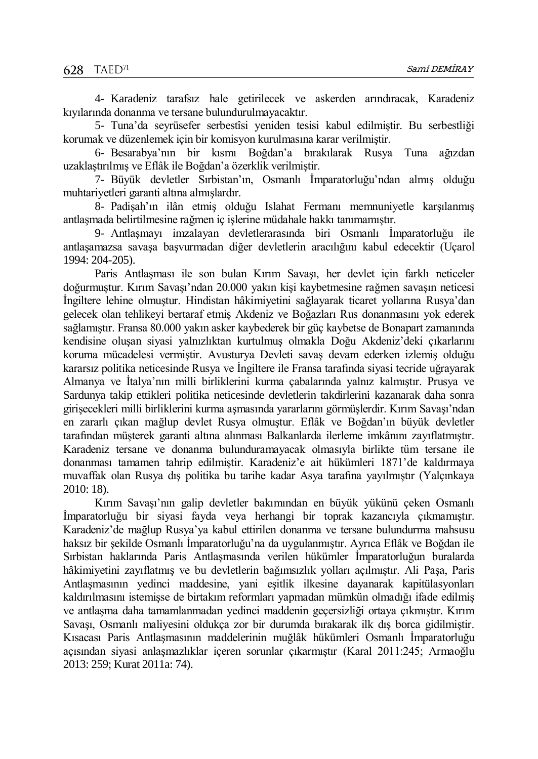4- Karadeniz tarafsız hale getirilecek ve askerden arındıracak, Karadeniz kıyılarında donanma ve tersane bulundurulmayacaktır.

5- Tuna'da seyrüsefer serbestîsi yeniden tesisi kabul edilmiştir. Bu serbestliği korumak ve düzenlemek için bir komisyon kurulmasına karar verilmiştir.

6- Besarabya'nın bir kısmı Boğdan'a bırakılarak Rusya Tuna ağızdan uzaklaştırılmış ve Eflâk ile Boğdan'a özerklik verilmiştir.

7- Büyük devletler Sırbistan'ın, Osmanlı İmparatorluğu'ndan almış olduğu muhtariyetleri garanti altına almışlardır.

8- Padişah'ın ilân etmiş olduğu Islahat Fermanı memnuniyetle karşılanmış antlaşmada belirtilmesine rağmen iç işlerine müdahale hakkı tanımamıştır.

9- Antlaşmayı imzalayan devletlerarasında biri Osmanlı İmparatorluğu ile antlaşamazsa savaşa başvurmadan diğer devletlerin aracılığını kabul edecektir (Uçarol 1994: 204-205).

Paris Antlaşması ile son bulan Kırım Savaşı, her devlet için farklı neticeler doğurmuştur. Kırım Savaşı'ndan 20.000 yakın kişi kaybetmesine rağmen savaşın neticesi İngiltere lehine olmuştur. Hindistan hâkimiyetini sağlayarak ticaret yollarına Rusya'dan gelecek olan tehlikeyi bertaraf etmiş Akdeniz ve Boğazları Rus donanmasını yok ederek sağlamıştır. Fransa 80.000 yakın asker kaybederek bir güç kaybetse de Bonapart zamanında kendisine oluşan siyasi yalnızlıktan kurtulmuş olmakla Doğu Akdeniz'deki çıkarlarını koruma mücadelesi vermiştir. Avusturya Devleti savaş devam ederken izlemiş olduğu kararsız politika neticesinde Rusya ve İngiltere ile Fransa tarafında siyasi tecride uğrayarak Almanya ve İtalya'nın milli birliklerini kurma çabalarında yalnız kalmıştır. Prusya ve Sardunya takip ettikleri politika neticesinde devletlerin takdirlerini kazanarak daha sonra girişecekleri milli birliklerini kurma aşmasında yararlarını görmüşlerdir. Kırım Savaşı'ndan en zararlı çıkan mağlup devlet Rusya olmuştur. Eflâk ve Boğdan'ın büyük devletler tarafından müşterek garanti altına alınması Balkanlarda ilerleme imkânını zayıflatmıştır. Karadeniz tersane ve donanma bulunduramayacak olmasıyla birlikte tüm tersane ile donanması tamamen tahrip edilmiştir. Karadeniz'e ait hükümleri 1871'de kaldırmaya muvaffak olan Rusya dış politika bu tarihe kadar Asya tarafına yayılmıştır (Yalçınkaya 2010: 18).

Kırım Savaşı'nın galip devletler bakımından en büyük yükünü çeken Osmanlı İmparatorluğu bir siyasi fayda veya herhangi bir toprak kazancıyla çıkmamıştır. Karadeniz'de mağlup Rusya'ya kabul ettirilen donanma ve tersane bulundurma mahsusu haksız bir şekilde Osmanlı İmparatorluğu'na da uygulanmıştır. Ayrıca Eflâk ve Boğdan ile Sırbistan haklarında Paris Antlaşmasında verilen hükümler İmparatorluğun buralarda hâkimiyetini zayıflatmış ve bu devletlerin bağımsızlık yolları açılmıştır. Ali Paşa, Paris Antlaşmasının yedinci maddesine, yani eşitlik ilkesine dayanarak kapitülasyonları kaldırılmasını istemişse de birtakım reformları yapmadan mümkün olmadığı ifade edilmiş ve antlaşma daha tamamlanmadan yedinci maddenin geçersizliği ortaya çıkmıştır. Kırım Savaşı, Osmanlı maliyesini oldukça zor bir durumda bırakarak ilk dış borca gidilmiştir. Kısacası Paris Antlaşmasının maddelerinin muğlâk hükümleri Osmanlı İmparatorluğu açısından siyasi anlaşmazlıklar içeren sorunlar çıkarmıştır (Karal 2011:245; Armaoğlu 2013: 259; Kurat 2011a: 74).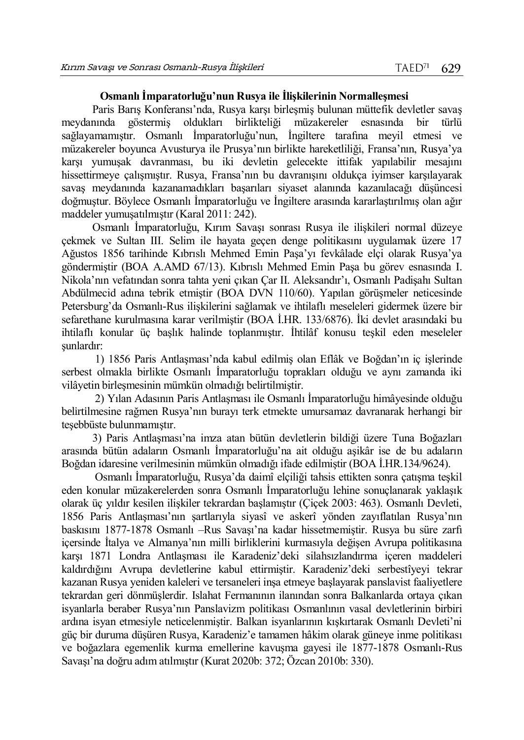### Osmanlı İmparatorluğu'nun Rusya ile İlişkilerinin Normalleşmesi

Paris Barış Konferansı'nda, Rusya karşı birleşmiş bulunan müttefik devletler savaş meydanında göstermiş oldukları birlikteliği müzakereler esnasında bir türlü sağlayamamıştır. Osmanlı İmparatorluğu'nun, İngiltere tarafına meyil etmesi ve müzakereler boyunca Avusturya ile Prusya'nın birlikte hareketliliği, Fransa'nın, Rusya'ya karşı yumuşak davranması, bu iki devletin gelecekte ittifak yapılabilir mesajını hissettirmeye çalışmıştır. Rusya, Fransa'nın bu davranışını oldukça iyimser karşılayarak savaş meydanında kazanamadıkları başarıları siyaset alanında kazanılacağı düşüncesi doğmuştur. Böylece Osmanlı İmparatorluğu ve İngiltere arasında kararlaştırılmış olan ağır maddeler yumuşatılmıştır (Karal 2011: 242).

Osmanlı İmparatorluğu, Kırım Savaşı sonrası Rusya ile ilişkileri normal düzeye çekmek ve Sultan III. Selim ile hayata geçen denge politikasını uygulamak üzere 17 Ağustos 1856 tarihinde Kıbrıslı Mehmed Emin Paşa'yı fevkâlade elçi olarak Rusya'ya göndermiştir (BOA A.AMD 67/13). Kıbrıslı Mehmed Emin Paşa bu görev esnasında I. Nikola'nın vefatından sonra tahta yeni çıkan Çar II. Aleksandır'ı, Osmanlı Padişahı Sultan Abdülmecid adına tebrik etmiştir (BOA DVN 110/60). Yapılan görüşmeler neticesinde Petersburg'da Osmanlı-Rus ilişkilerini sağlamak ve ihtilaflı meseleleri gidermek üzere bir sefarethane kurulmasına karar verilmiştir (BOA İ.HR. 133/6876). İki devlet arasındaki bu ihtilaflı konular üç başlık halinde toplanmıştır. İhtilâf konusu teşkil eden meseleler şunlardır:

1) 1856 Paris Antlaşması'nda kabul edilmiş olan Eflâk ve Boğdan'ın iç işlerinde serbest olmakla birlikte Osmanlı İmparatorluğu toprakları olduğu ve aynı zamanda iki vilâyetin birleşmesinin mümkün olmadığı belirtilmiştir.

2) Yılan Adasının Paris Antlaşması ile Osmanlı İmparatorluğu himâyesinde olduğu belirtilmesine rağmen Rusya'nın burayı terk etmekte umursamaz davranarak herhangi bir teşebbüste bulunmamıştır.

3) Paris Antlaşması'na imza atan bütün devletlerin bildiği üzere Tuna Boğazları arasında bütün adaların Osmanlı İmparatorluğu'na ait olduğu aşikâr ise de bu adaların Boğdan idaresine verilmesinin mümkün olmadığı ifade edilmiştir (BOA İ.HR.134/9624).

Osmanlı İmparatorluğu, Rusya'da daimî elçiliği tahsis ettikten sonra çatışma teşkil eden konular müzakerelerden sonra Osmanlı İmparatorluğu lehine sonuçlanarak yaklaşık olarak üç yıldır kesilen ilişkiler tekrardan başlamıştır (Çiçek 2003: 463). Osmanlı Devleti, 1856 Paris Antlaşması'nın şartlarıyla siyasî ve askerî yönden zayıflatılan Rusya'nın baskısını 1877-1878 Osmanlı –Rus Savaşı'na kadar hissetmemiştir. Rusya bu süre zarfı içersinde İtalya ve Almanya'nın milli birliklerini kurmasıyla değişen Avrupa politikasına karşı 1871 Londra Antlaşması ile Karadeniz'deki silahsızlandırma içeren maddeleri kaldırdığını Avrupa devletlerine kabul ettirmiştir. Karadeniz'deki serbestîyeyi tekrar kazanan Rusya yeniden kaleleri ve tersaneleri inşa etmeye başlayarak panslavist faaliyetlere tekrardan geri dönmüşlerdir. Islahat Fermanının ilanından sonra Balkanlarda ortaya çıkan isyanlarla beraber Rusya'nın Panslavizm politikası Osmanlının vasal devletlerinin birbiri ardına isyan etmesiyle neticelenmiştir. Balkan isyanlarının kışkırtarak Osmanlı Devleti'ni güç bir duruma düşüren Rusya, Karadeniz'e tamamen hâkim olarak güneye inme politikası ve boğazlara egemenlik kurma emellerine kavuşma gayesi ile 1877-1878 Osmanlı-Rus Savaşı'na doğru adım atılmıştır (Kurat 2020b: 372; Özcan 2010b: 330).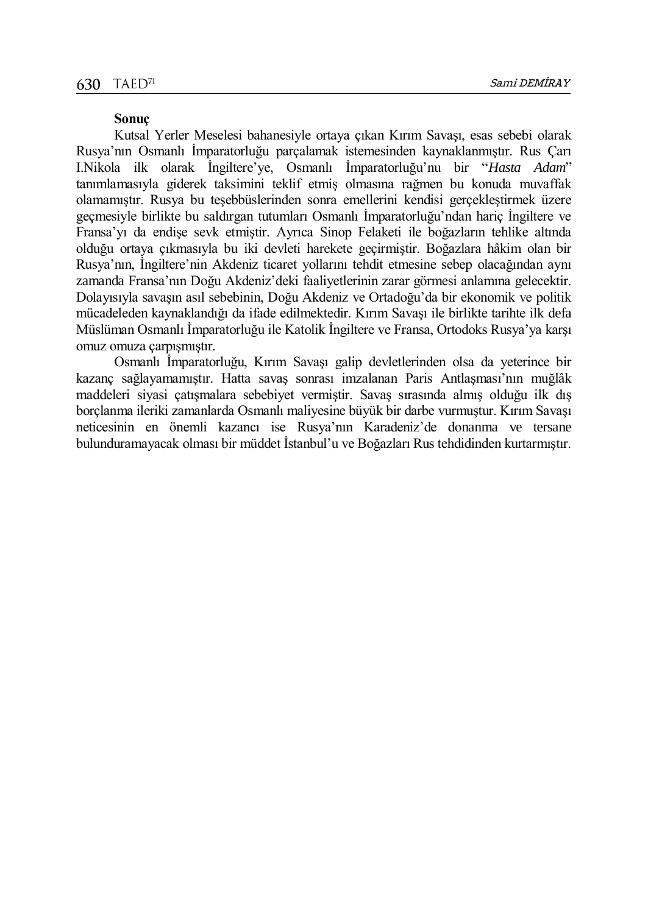**Sonuç**

Kutsal Yerler Meselesi bahanesiyle ortaya çıkan Kırım Savaşı, esas sebebi olarak Rusya'nın Osmanlı İmparatorluğu parçalamak istemesinden kaynaklanmıştır. Rus Çarı I.Nikola ilk olarak İngiltere'ye, Osmanlı İmparatorluğu'nu bir "*Hasta Adam*" tanımlamasıyla giderek taksimini teklif etmiş olmasına rağmen bu konuda muvaffak olamamıştır. Rusya bu teşebbüslerinden sonra emellerini kendisi gerçekleştirmek üzere geçmesiyle birlikte bu saldırgan tutumları Osmanlı İmparatorluğu'ndan hariç İngiltere ve Fransa'yı da endişe sevk etmiştir. Ayrıca Sinop Felaketi ile boğazların tehlike altında olduğu ortaya çıkmasıyla bu iki devleti harekete geçirmiştir. Boğazlara hâkim olan bir Rusya'nın, İngiltere'nin Akdeniz ticaret yollarını tehdit etmesine sebep olacağından aynı zamanda Fransa'nın Doğu Akdeniz'deki faaliyetlerinin zarar görmesi anlamına gelecektir. Dolayısıyla savaşın asıl sebebinin, Doğu Akdeniz ve Ortadoğu'da bir ekonomik ve politik mücadeleden kaynaklandığı da ifade edilmektedir. Kırım Savaşı ile birlikte tarihte ilk defa Müslüman Osmanlı İmparatorluğu ile Katolik İngiltere ve Fransa, Ortodoks Rusya'ya karşı omuz omuza çarpışmıştır.

Osmanlı İmparatorluğu, Kırım Savaşı galip devletlerinden olsa da yeterince bir kazanç sağlayamamıştır. Hatta savaş sonrası imzalanan Paris Antlaşması'nın muğlâk maddeleri siyasi çatışmalara sebebiyet vermiştir. Savaş sırasında almış olduğu ilk dış borçlanma ileriki zamanlarda Osmanlı maliyesine büyük bir darbe vurmuştur. Kırım Savaşı neticesinin en önemli kazancı ise Rusya'nın Karadeniz'de donanma ve tersane bulunduramayacak olması bir müddet İstanbul'u ve Boğazları Rus tehdidinden kurtarmıştır.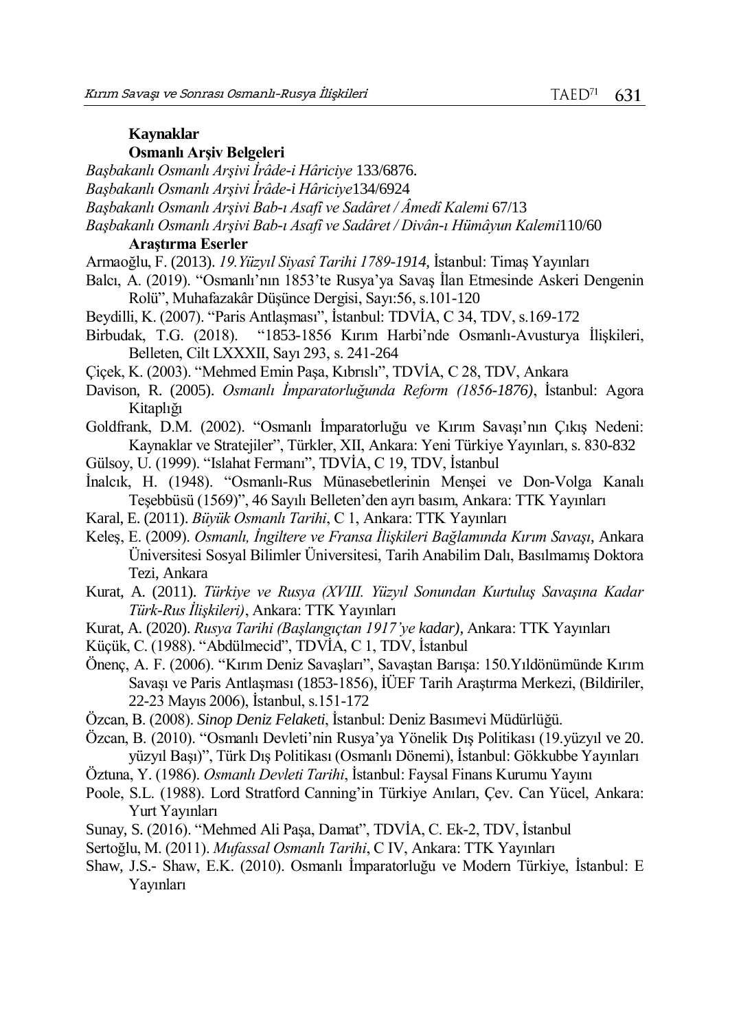## Kaynaklar

### Osmanlı Arşiv Belgeleri

*Başbakanlı Osmanlı Arşivi İrâde-i Hâriciye* 133/6876.

*Başbakanlı Osmanlı Arşivi İrâde-i Hâriciye*134/6924

*Başbakanlı Osmanlı Arşivi Bab-ı Asafî ve Sadâret / Âmedî Kalemi* 67/13

*Başbakanlı Osmanlı Arşivi Bab-ı Asafî ve Sadâret / Divân-ı Hümâyun Kalemi*110/60

### Araştırma Eserler

Armaoğlu, F. (2013). *19.Yüzyıl Siyasî Tarihi 1789-1914,* İstanbul: Timaş Yayınları

Balcı, A. (2019). "Osmanlı'nın 1853'te Rusya'ya Savaş İlan Etmesinde Askeri Dengenin Rolü", Muhafazakâr Düşünce Dergisi, Sayı:56, s.101-120

Beydilli, K. (2007). "Paris Antlaşması", İstanbul: TDVİA, C 34, TDV, s.169-172

Birbudak, T.G. (2018). "1853-1856 Kırım Harbi'nde Osmanlı-Avusturya İlişkileri, Belleten, Cilt LXXXII, Sayı 293, s. 241-264

Çiçek, K. (2003). "Mehmed Emin Paşa, Kıbrıslı", TDVİA, C 28, TDV, Ankara

Davison, R. (2005). *Osmanlı İmparatorluğunda Reform (1856-1876)*, İstanbul: Agora Kitaplığı

Goldfrank, D.M. (2002). "Osmanlı İmparatorluğu ve Kırım Savaşı'nın Çıkış Nedeni: Kaynaklar ve Stratejiler", Türkler, XII, Ankara: Yeni Türkiye Yayınları, s. 830-832

Gülsoy, U. (1999). "Islahat Fermanı", TDVİA, C 19, TDV, İstanbul

İnalcık, H. (1948). "Osmanlı-Rus Münasebetlerinin Menşei ve Don-Volga Kanalı Teşebbüsü (1569)", 46 Sayılı Belleten'den ayrı basım, Ankara: TTK Yayınları

Karal, E. (2011). *Büyük Osmanlı Tarihi*, C 1, Ankara: TTK Yayınları

Keleş, E. (2009). *Osmanlı, İngiltere ve Fransa İlişkileri Bağlamında Kırım Savaşı*, Ankara Üniversitesi Sosyal Bilimler Üniversitesi, Tarih Anabilim Dalı, Basılmamış Doktora Tezi, Ankara

Kurat, A. (2011). *Türkiye ve Rusya (XVIII. Yüzyıl Sonundan Kurtuluş Savaşına Kadar Türk-Rus İlişkileri)*, Ankara: TTK Yayınları

Kurat, A. (2020). *Rusya Tarihi (Başlangıçtan 1917'ye kadar),* Ankara: TTK Yayınları

Küçük, C. (1988). "Abdülmecid", TDVİA, C 1, TDV, İstanbul

Önenç, A. F. (2006). "Kırım Deniz Savaşları", Savaştan Barışa: 150.Yıldönümünde Kırım Savaşı ve Paris Antlaşması (1853-1856), İÜEF Tarih Araştırma Merkezi, (Bildiriler, 22-23 Mayıs 2006), İstanbul, s.151-172

Özcan, B. (2008). *Sinop Deniz Felaketi*, İstanbul: Deniz Basımevi Müdürlüğü.

Özcan, B. (2010). "Osmanlı Devleti'nin Rusya'ya Yönelik Dış Politikası (19.yüzyıl ve 20. yüzyıl Başı)", Türk Dış Politikası (Osmanlı Dönemi), İstanbul: Gökkubbe Yayınları

Öztuna, Y. (1986). *Osmanlı Devleti Tarihi*, İstanbul: Faysal Finans Kurumu Yayını

Poole, S.L. (1988). Lord Stratford Canning'in Türkiye Anıları, Çev. Can Yücel, Ankara: Yurt Yayınları

Sunay, S. (2016). "Mehmed Ali Paşa, Damat", TDVİA, C. Ek-2, TDV, İstanbul

Sertoğlu, M. (2011). *Mufassal Osmanlı Tarihi*, C IV, Ankara: TTK Yayınları

Shaw, J.S.- Shaw, E.K. (2010). Osmanlı İmparatorluğu ve Modern Türkiye, İstanbul: E Yayınları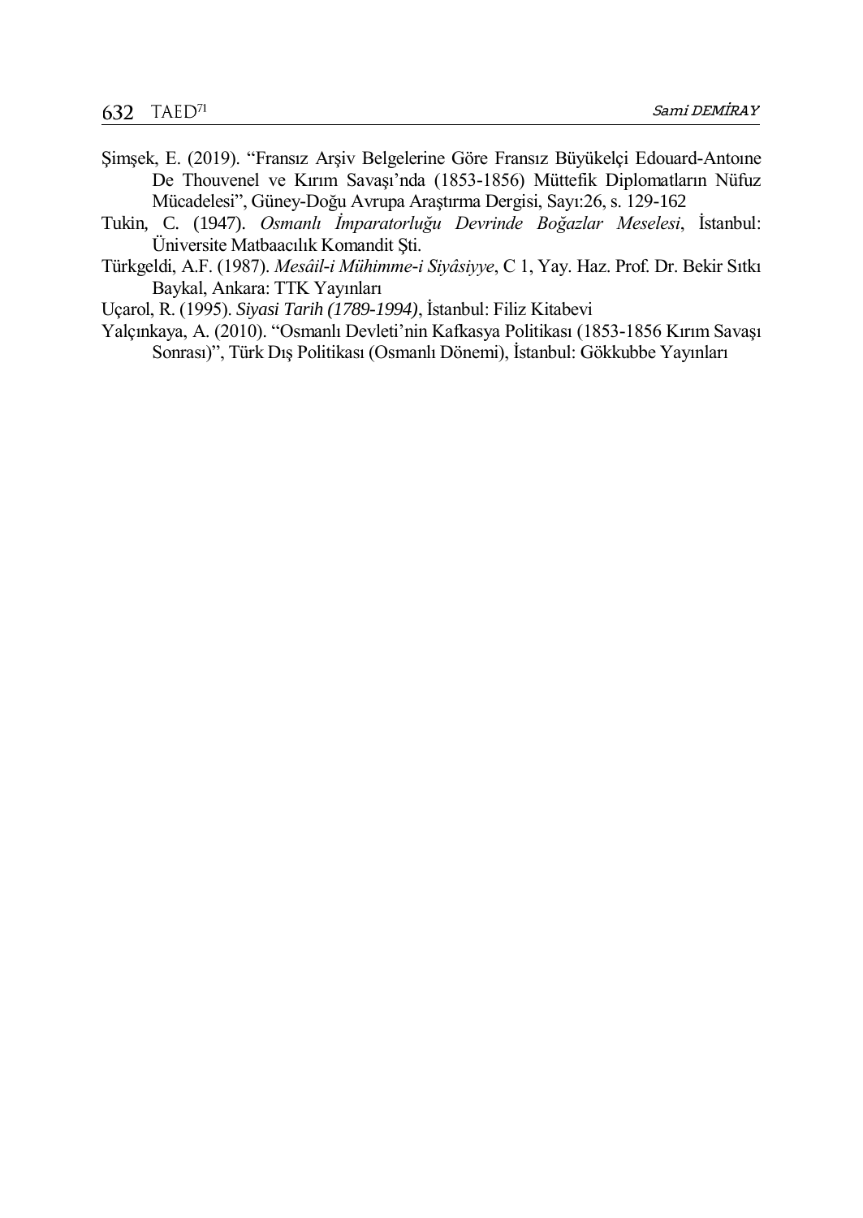Şimşek, E. (2019). "Fransız Arşiv Belgelerine Göre Fransız Büyükelçi Edouard-Antoıne De Thouvenel ve Kırım Savaşı'nda (1853-1856) Müttefik Diplomatların Nüfuz Mücadelesi", Güney-Doğu Avrupa Araştırma Dergisi, Sayı:26, s. 129-162

Tukin, C. (1947). *Osmanlı İmparatorluğu Devrinde Boğazlar Meselesi*, İstanbul: Üniversite Matbaacılık Komandit Şti.

Türkgeldi, A.F. (1987). *Mesâil-i Mühimme-i Siyâsiyye*, C 1, Yay. Haz. Prof. Dr. Bekir Sıtkı Baykal, Ankara: TTK Yayınları

Uçarol, R. (1995). *Siyasi Tarih (1789-1994)*, İstanbul: Filiz Kitabevi

Yalçınkaya, A. (2010). "Osmanlı Devleti'nin Kafkasya Politikası (1853-1856 Kırım Savaşı Sonrası)", Türk Dış Politikası (Osmanlı Dönemi), İstanbul: Gökkubbe Yayınları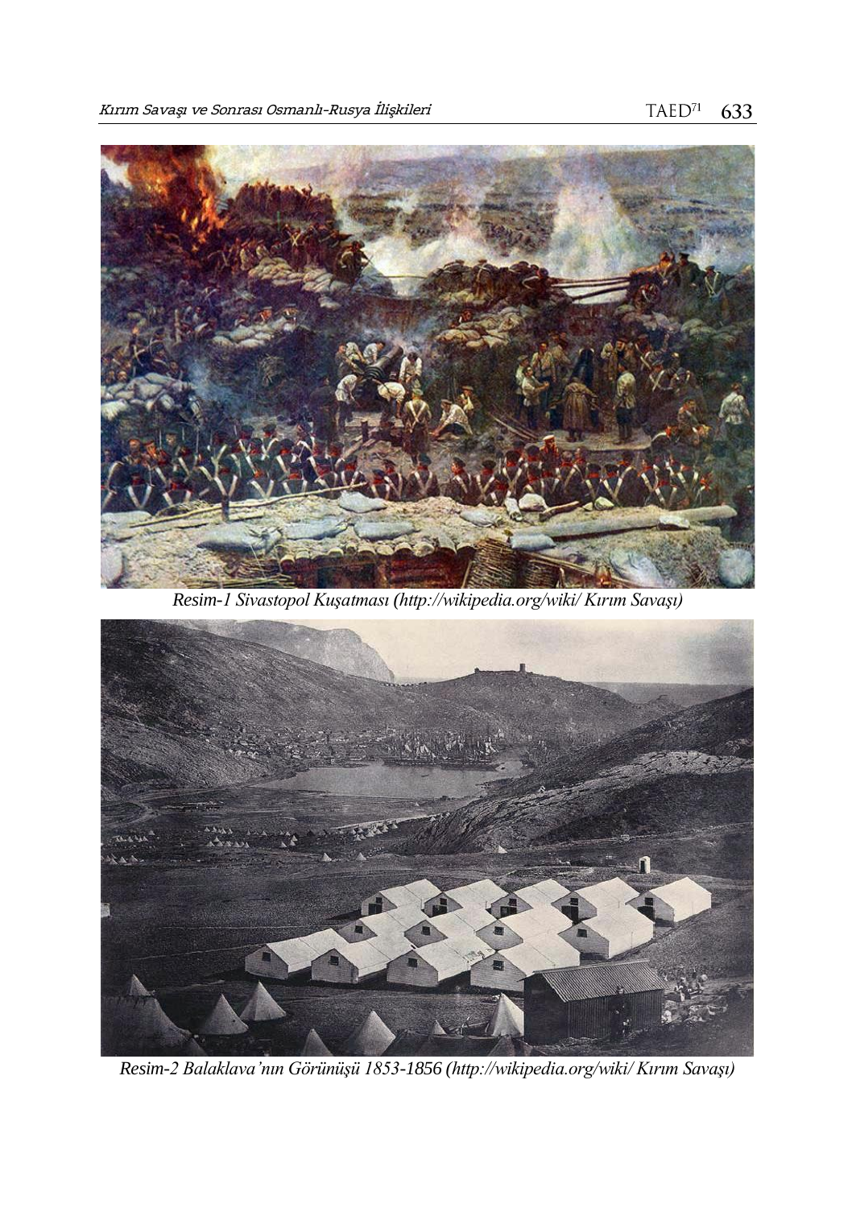Resim-1 Sivastopol Kuşatması (http://wikipedia.org/wiki/ Kırım Savaşı)

Resim-2 Balaklava'nın Görünüşü 1853-1856 (http://wikipedia.org/wiki/ Kırım Savaşı)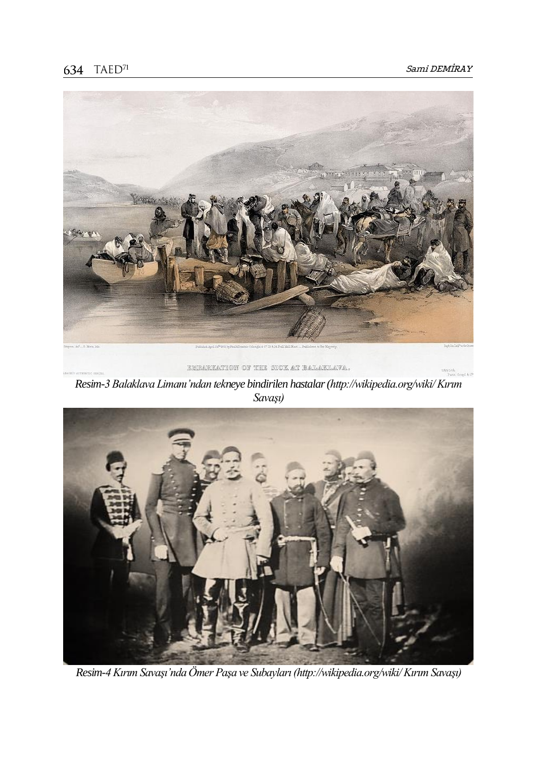Resim-3 Balaklava Limanı'ndan tekneye bindirilen hastalar (http://wikipedia.org/wiki/ Kırım Savaşı)

Resim-4 Kırım Savaşı'nda Ömer Paşa ve Subayları (http://wikipedia.org/wiki/ Kırım Savaşı)